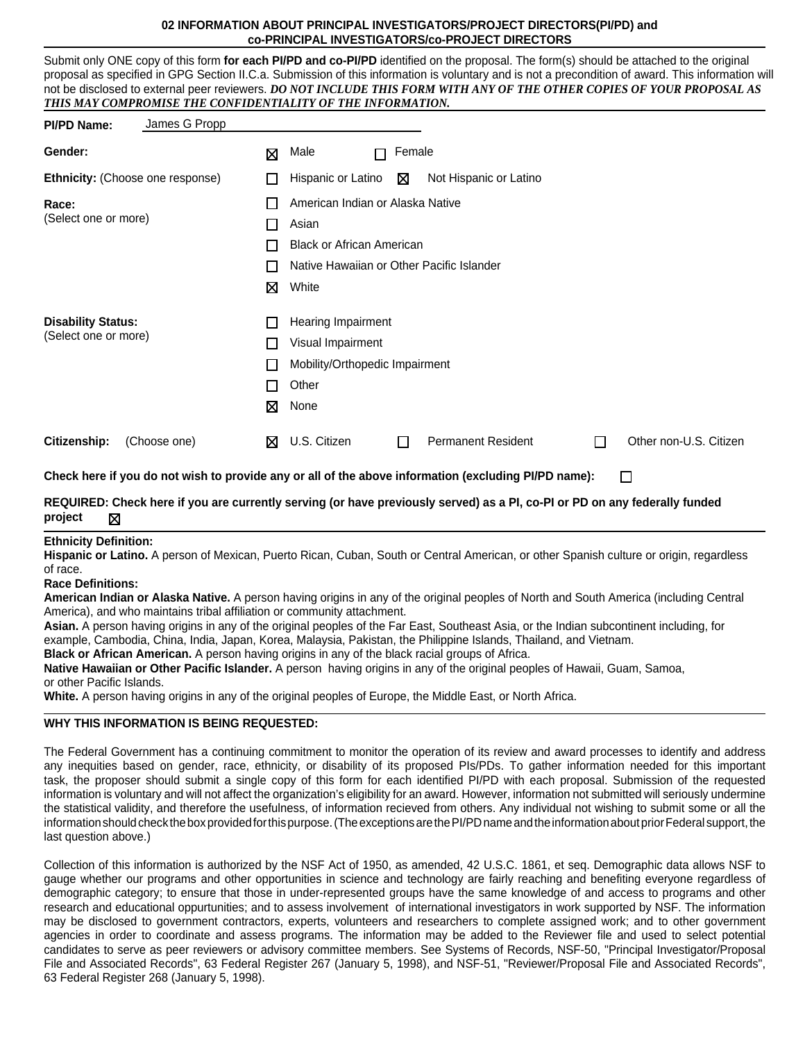## 02 INFORMATION ABOUT PRINCIPAL INVESTIGATORS/PROJECT DIRECTORS(PI/PD) and co-PRINCIPAL INVESTIGATORS/co-PROJECT DIRECTORS

Submit only ONE copy of this form **for each PI/PD and co-PI/PD** identified on the proposal. The form(s) should be attached to the original proposal as specified in GPG Section II.C.a. Submission of this information is voluntary and is not a precondition of award. This information will not be disclosed to external peer reviewers. ***DO NOT INCLUDE THIS FORM WITH ANY OF THE OTHER COPIES OF YOUR PROPOSAL AS THIS MAY COMPROMISE THE CONFIDENTIALITY OF THE INFORMATION.***

**PI/PD Name:** James G Propp

**Gender:** ☒ Male ☐ Female

**Ethnicity:** (Choose one response) ☐ Hispanic or Latino ☒ Not Hispanic or Latino

**Race:** (Select one or more)
- ☐ American Indian or Alaska Native
- ☐ Asian
- ☐ Black or African American
- ☐ Native Hawaiian or Other Pacific Islander
- ☒ White

**Disability Status:** (Select one or more)
- ☐ Hearing Impairment
- ☐ Visual Impairment
- ☐ Mobility/Orthopedic Impairment
- ☐ Other
- ☒ None

**Citizenship:** (Choose one) ☒ U.S. Citizen ☐ Permanent Resident ☐ Other non-U.S. Citizen

**Check here if you do not wish to provide any or all of the above information (excluding PI/PD name):** ☐

**REQUIRED: Check here if you are currently serving (or have previously served) as a PI, co-PI or PD on any federally funded project** ☒

**Ethnicity Definition:**
**Hispanic or Latino.** A person of Mexican, Puerto Rican, Cuban, South or Central American, or other Spanish culture or origin, regardless of race.
**Race Definitions:**
**American Indian or Alaska Native.** A person having origins in any of the original peoples of North and South America (including Central America), and who maintains tribal affiliation or community attachment.
**Asian.** A person having origins in any of the original peoples of the Far East, Southeast Asia, or the Indian subcontinent including, for example, Cambodia, China, India, Japan, Korea, Malaysia, Pakistan, the Philippine Islands, Thailand, and Vietnam.
**Black or African American.** A person having origins in any of the black racial groups of Africa.
**Native Hawaiian or Other Pacific Islander.** A person having origins in any of the original peoples of Hawaii, Guam, Samoa, or other Pacific Islands.
**White.** A person having origins in any of the original peoples of Europe, the Middle East, or North Africa.

**WHY THIS INFORMATION IS BEING REQUESTED:**

The Federal Government has a continuing commitment to monitor the operation of its review and award processes to identify and address any inequities based on gender, race, ethnicity, or disability of its proposed PIs/PDs. To gather information needed for this important task, the proposer should submit a single copy of this form for each identified PI/PD with each proposal. Submission of the requested information is voluntary and will not affect the organization's eligibility for an award. However, information not submitted will seriously undermine the statistical validity, and therefore the usefulness, of information recieved from others. Any individual not wishing to submit some or all the information should check the box provided for this purpose. (The exceptions are the PI/PD name and the information about prior Federal support, the last question above.)

Collection of this information is authorized by the NSF Act of 1950, as amended, 42 U.S.C. 1861, et seq. Demographic data allows NSF to gauge whether our programs and other opportunities in science and technology are fairly reaching and benefiting everyone regardless of demographic category; to ensure that those in under-represented groups have the same knowledge of and access to programs and other research and educational oppurtunities; and to assess involvement of international investigators in work supported by NSF. The information may be disclosed to government contractors, experts, volunteers and researchers to complete assigned work; and to other government agencies in order to coordinate and assess programs. The information may be added to the Reviewer file and used to select potential candidates to serve as peer reviewers or advisory committee members. See Systems of Records, NSF-50, "Principal Investigator/Proposal File and Associated Records", 63 Federal Register 267 (January 5, 1998), and NSF-51, "Reviewer/Proposal File and Associated Records", 63 Federal Register 268 (January 5, 1998).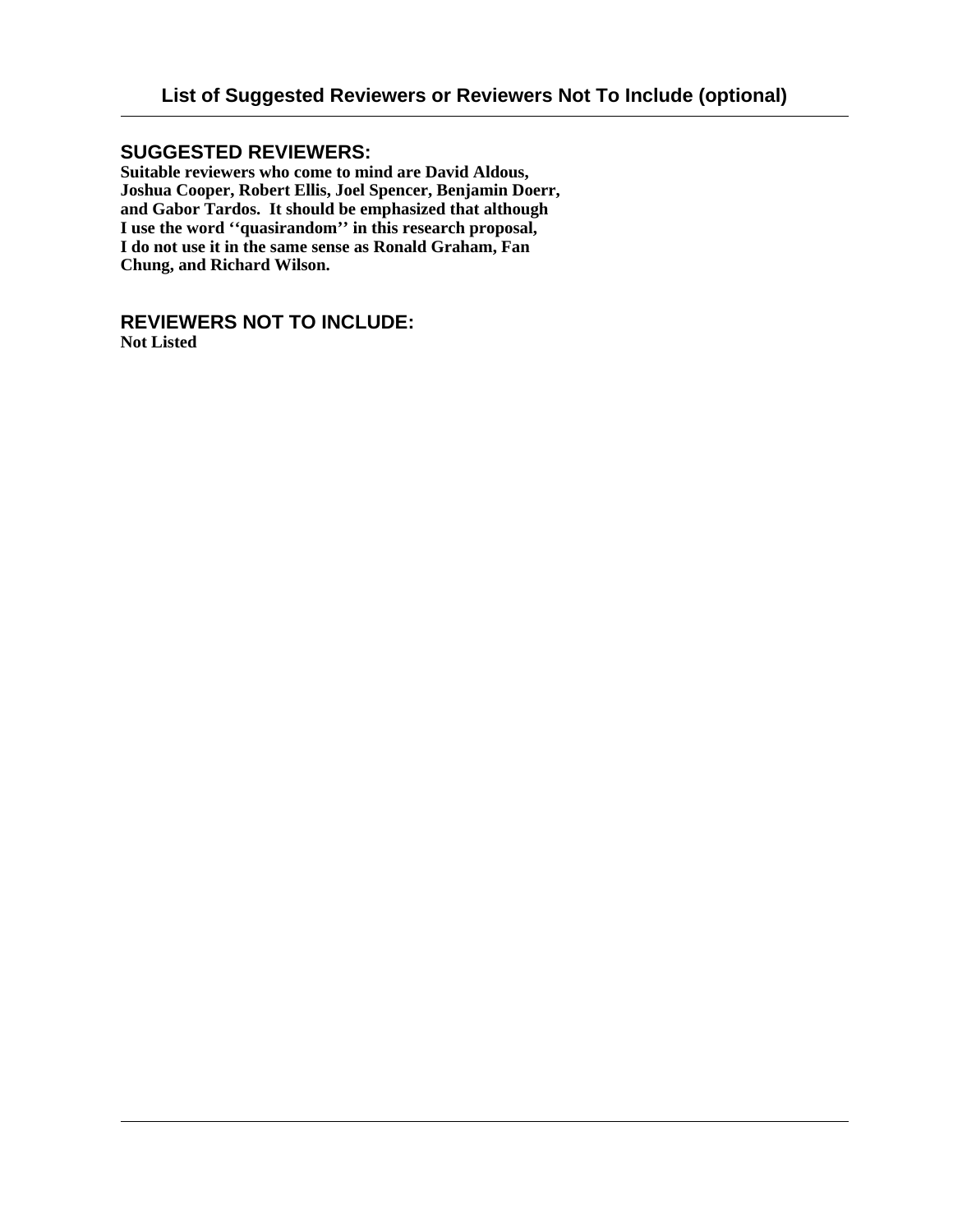# List of Suggested Reviewers or Reviewers Not To Include (optional)

## SUGGESTED REVIEWERS:

**Suitable reviewers who come to mind are David Aldous, Joshua Cooper, Robert Ellis, Joel Spencer, Benjamin Doerr, and Gabor Tardos. It should be emphasized that although I use the word ‘‘quasirandom’’ in this research proposal, I do not use it in the same sense as Ronald Graham, Fan Chung, and Richard Wilson.**

## REVIEWERS NOT TO INCLUDE:

**Not Listed**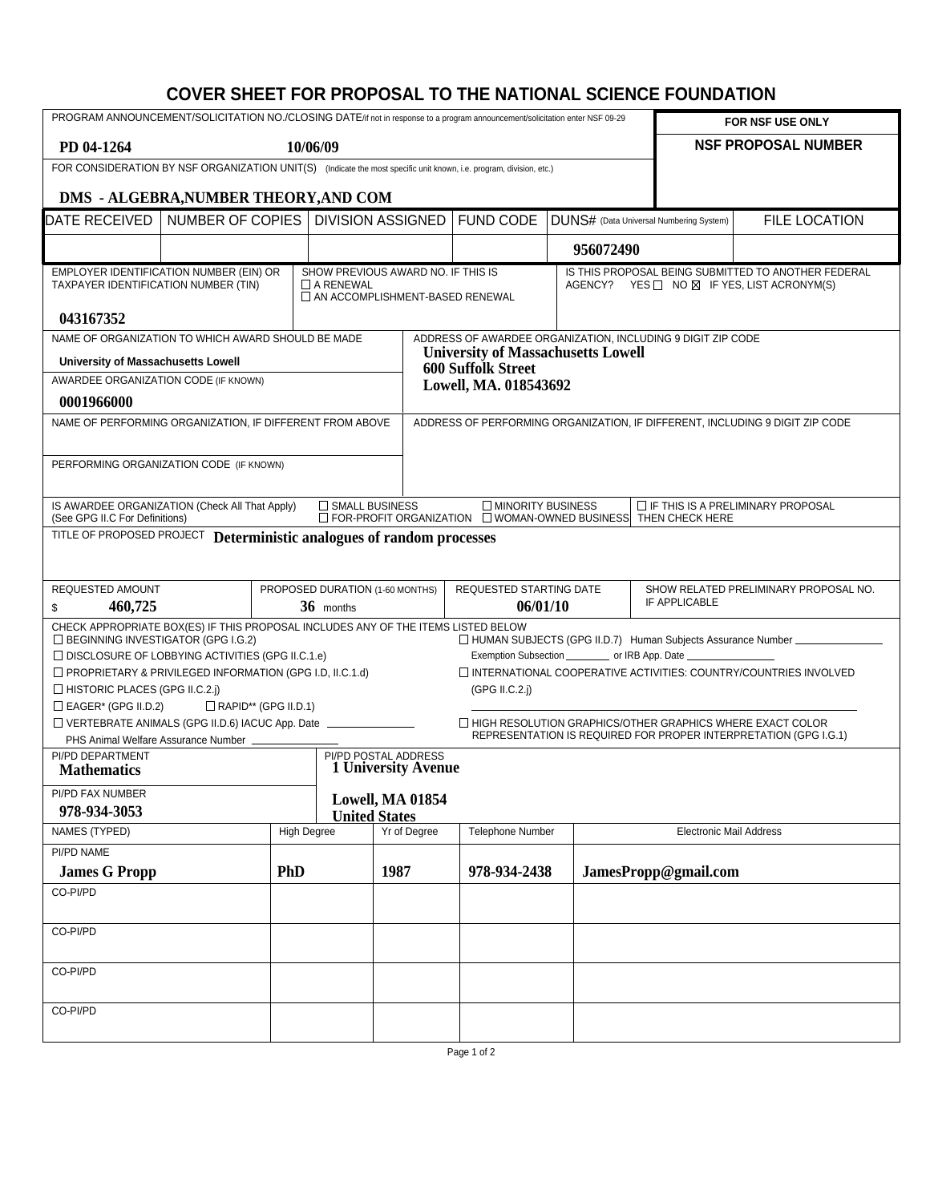# COVER SHEET FOR PROPOSAL TO THE NATIONAL SCIENCE FOUNDATION

| PROGRAM ANNOUNCEMENT/SOLICITATION NO./CLOSING DATE/if not in response to a program announcement/solicitation enter NSF 09-29 | FOR NSF USE ONLY |
|---|---|
| **PD 04-1264** **10/06/09** | **NSF PROPOSAL NUMBER** |
| FOR CONSIDERATION BY NSF ORGANIZATION UNIT(S) (Indicate the most specific unit known, i.e. program, division, etc.) **DMS - ALGEBRA,NUMBER THEORY,AND COM** | |

| DATE RECEIVED | NUMBER OF COPIES | DIVISION ASSIGNED | FUND CODE | DUNS# (Data Universal Numbering System) | FILE LOCATION |
|---|---|---|---|---|---|
| | | | | **956072490** | |

| EMPLOYER IDENTIFICATION NUMBER (EIN) OR TAXPAYER IDENTIFICATION NUMBER (TIN) | SHOW PREVIOUS AWARD NO. IF THIS IS | IS THIS PROPOSAL BEING SUBMITTED TO ANOTHER FEDERAL AGENCY? |
|---|---|---|
| **043167352** | ☐ A RENEWAL ☐ AN ACCOMPLISHMENT-BASED RENEWAL | YES ☐ NO ☒ IF YES, LIST ACRONYM(S) |

| NAME OF ORGANIZATION TO WHICH AWARD SHOULD BE MADE | ADDRESS OF AWARDEE ORGANIZATION, INCLUDING 9 DIGIT ZIP CODE |
|---|---|
| **University of Massachusetts Lowell** | **University of Massachusetts Lowell** **600 Suffolk Street** **Lowell, MA. 018543692** |
| AWARDEE ORGANIZATION CODE (IF KNOWN) **0001966000** | |
| NAME OF PERFORMING ORGANIZATION, IF DIFFERENT FROM ABOVE | ADDRESS OF PERFORMING ORGANIZATION, IF DIFFERENT, INCLUDING 9 DIGIT ZIP CODE |
| PERFORMING ORGANIZATION CODE (IF KNOWN) | |

IS AWARDEE ORGANIZATION (Check All That Apply) (See GPG II.C For Definitions): ☐ SMALL BUSINESS ☐ FOR-PROFIT ORGANIZATION ☐ MINORITY BUSINESS ☐ WOMAN-OWNED BUSINESS ☐ IF THIS IS A PRELIMINARY PROPOSAL THEN CHECK HERE

TITLE OF PROPOSED PROJECT **Deterministic analogues of random processes**

| REQUESTED AMOUNT | PROPOSED DURATION (1-60 MONTHS) | REQUESTED STARTING DATE | SHOW RELATED PRELIMINARY PROPOSAL NO. IF APPLICABLE |
|---|---|---|---|
| $ **460,725** | **36** months | **06/01/10** | |

CHECK APPROPRIATE BOX(ES) IF THIS PROPOSAL INCLUDES ANY OF THE ITEMS LISTED BELOW

- ☐ BEGINNING INVESTIGATOR (GPG I.G.2)
- ☐ DISCLOSURE OF LOBBYING ACTIVITIES (GPG II.C.1.e)
- ☐ PROPRIETARY & PRIVILEGED INFORMATION (GPG I.D, II.C.1.d)
- ☐ HISTORIC PLACES (GPG II.C.2.j)
- ☐ EAGER* (GPG II.D.2) ☐ RAPID** (GPG II.D.1)
- ☐ VERTEBRATE ANIMALS (GPG II.D.6) IACUC App. Date ______ PHS Animal Welfare Assurance Number ______
- ☐ HUMAN SUBJECTS (GPG II.D.7) Human Subjects Assurance Number ______ Exemption Subsection ______ or IRB App. Date ______
- ☐ INTERNATIONAL COOPERATIVE ACTIVITIES: COUNTRY/COUNTRIES INVOLVED (GPG II.C.2.j)
- ☐ HIGH RESOLUTION GRAPHICS/OTHER GRAPHICS WHERE EXACT COLOR REPRESENTATION IS REQUIRED FOR PROPER INTERPRETATION (GPG I.G.1)

| PI/PD DEPARTMENT | PI/PD POSTAL ADDRESS |
|---|---|
| **Mathematics** | **1 University Avenue** **Lowell, MA 01854** **United States** |
| PI/PD FAX NUMBER **978-934-3053** | |

| NAMES (TYPED) | High Degree | Yr of Degree | Telephone Number | Electronic Mail Address |
|---|---|---|---|---|
| PI/PD NAME **James G Propp** | **PhD** | **1987** | **978-934-2438** | **JamesPropp@gmail.com** |
| CO-PI/PD | | | | |
| CO-PI/PD | | | | |
| CO-PI/PD | | | | |
| CO-PI/PD | | | | |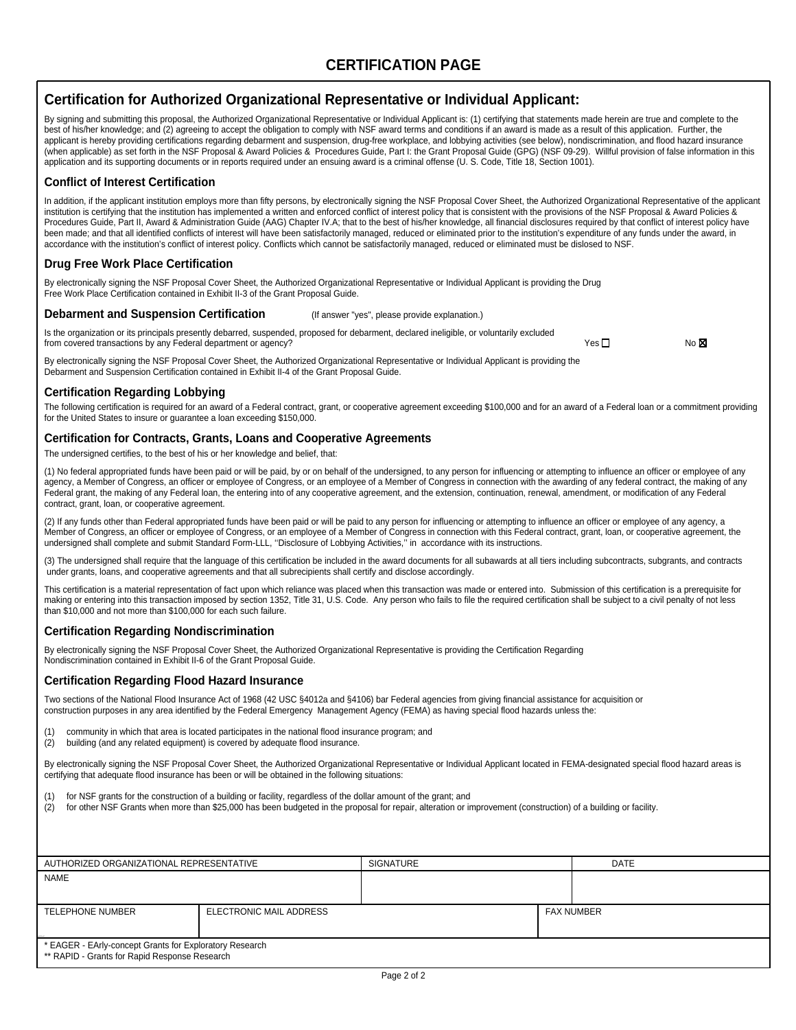# CERTIFICATION PAGE

## Certification for Authorized Organizational Representative or Individual Applicant:

By signing and submitting this proposal, the Authorized Organizational Representative or Individual Applicant is: (1) certifying that statements made herein are true and complete to the best of his/her knowledge; and (2) agreeing to accept the obligation to comply with NSF award terms and conditions if an award is made as a result of this application. Further, the applicant is hereby providing certifications regarding debarment and suspension, drug-free workplace, and lobbying activities (see below), nondiscrimination, and flood hazard insurance (when applicable) as set forth in the NSF Proposal & Award Policies & Procedures Guide, Part I: the Grant Proposal Guide (GPG) (NSF 09-29). Willful provision of false information in this application and its supporting documents or in reports required under an ensuing award is a criminal offense (U. S. Code, Title 18, Section 1001).

### Conflict of Interest Certification

In addition, if the applicant institution employs more than fifty persons, by electronically signing the NSF Proposal Cover Sheet, the Authorized Organizational Representative of the applicant institution is certifying that the institution has implemented a written and enforced conflict of interest policy that is consistent with the provisions of the NSF Proposal & Award Policies & Procedures Guide, Part II, Award & Administration Guide (AAG) Chapter IV.A; that to the best of his/her knowledge, all financial disclosures required by that conflict of interest policy have been made; and that all identified conflicts of interest will have been satisfactorily managed, reduced or eliminated prior to the institution's expenditure of any funds under the award, in accordance with the institution's conflict of interest policy. Conflicts which cannot be satisfactorily managed, reduced or eliminated must be dislosed to NSF.

### Drug Free Work Place Certification

By electronically signing the NSF Proposal Cover Sheet, the Authorized Organizational Representative or Individual Applicant is providing the Drug Free Work Place Certification contained in Exhibit II-3 of the Grant Proposal Guide.

### Debarment and Suspension Certification

(If answer "yes", please provide explanation.)

Is the organization or its principals presently debarred, suspended, proposed for debarment, declared ineligible, or voluntarily excluded from covered transactions by any Federal department or agency? Yes ☐ No ☒

By electronically signing the NSF Proposal Cover Sheet, the Authorized Organizational Representative or Individual Applicant is providing the Debarment and Suspension Certification contained in Exhibit II-4 of the Grant Proposal Guide.

### Certification Regarding Lobbying

The following certification is required for an award of a Federal contract, grant, or cooperative agreement exceeding $100,000 and for an award of a Federal loan or a commitment providing for the United States to insure or guarantee a loan exceeding $150,000.

### Certification for Contracts, Grants, Loans and Cooperative Agreements

The undersigned certifies, to the best of his or her knowledge and belief, that:

(1) No federal appropriated funds have been paid or will be paid, by or on behalf of the undersigned, to any person for influencing or attempting to influence an officer or employee of any agency, a Member of Congress, an officer or employee of Congress, or an employee of a Member of Congress in connection with the awarding of any federal contract, the making of any Federal grant, the making of any Federal loan, the entering into of any cooperative agreement, and the extension, continuation, renewal, amendment, or modification of any Federal contract, grant, loan, or cooperative agreement.

(2) If any funds other than Federal appropriated funds have been paid or will be paid to any person for influencing or attempting to influence an officer or employee of any agency, a Member of Congress, an officer or employee of Congress, or an employee of a Member of Congress in connection with this Federal contract, grant, loan, or cooperative agreement, the undersigned shall complete and submit Standard Form-LLL, ''Disclosure of Lobbying Activities,'' in accordance with its instructions.

(3) The undersigned shall require that the language of this certification be included in the award documents for all subawards at all tiers including subcontracts, subgrants, and contracts under grants, loans, and cooperative agreements and that all subrecipients shall certify and disclose accordingly.

This certification is a material representation of fact upon which reliance was placed when this transaction was made or entered into. Submission of this certification is a prerequisite for making or entering into this transaction imposed by section 1352, Title 31, U.S. Code. Any person who fails to file the required certification shall be subject to a civil penalty of not less than $10,000 and not more than $100,000 for each such failure.

### Certification Regarding Nondiscrimination

By electronically signing the NSF Proposal Cover Sheet, the Authorized Organizational Representative is providing the Certification Regarding Nondiscrimination contained in Exhibit II-6 of the Grant Proposal Guide.

### Certification Regarding Flood Hazard Insurance

Two sections of the National Flood Insurance Act of 1968 (42 USC §4012a and §4106) bar Federal agencies from giving financial assistance for acquisition or construction purposes in any area identified by the Federal Emergency Management Agency (FEMA) as having special flood hazards unless the:

(1) community in which that area is located participates in the national flood insurance program; and
(2) building (and any related equipment) is covered by adequate flood insurance.

By electronically signing the NSF Proposal Cover Sheet, the Authorized Organizational Representative or Individual Applicant located in FEMA-designated special flood hazard areas is certifying that adequate flood insurance has been or will be obtained in the following situations:

(1) for NSF grants for the construction of a building or facility, regardless of the dollar amount of the grant; and
(2) for other NSF Grants when more than $25,000 has been budgeted in the proposal for repair, alteration or improvement (construction) of a building or facility.

| AUTHORIZED ORGANIZATIONAL REPRESENTATIVE | | SIGNATURE | | DATE |
|---|---|---|---|---|
| NAME | | | | |
| TELEPHONE NUMBER | ELECTRONIC MAIL ADDRESS | | FAX NUMBER | |

\* EAGER - EArly-concept Grants for Exploratory Research
\*\* RAPID - Grants for Rapid Response Research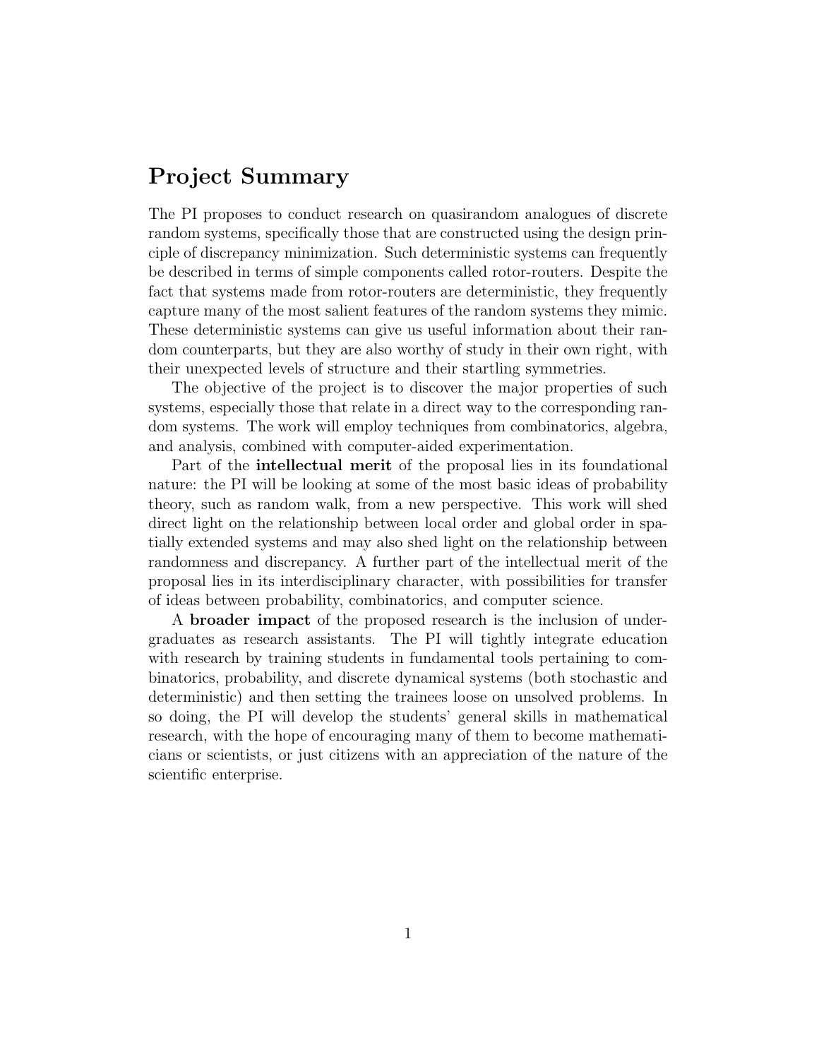## Project Summary

The PI proposes to conduct research on quasirandom analogues of discrete random systems, specifically those that are constructed using the design principle of discrepancy minimization. Such deterministic systems can frequently be described in terms of simple components called rotor-routers. Despite the fact that systems made from rotor-routers are deterministic, they frequently capture many of the most salient features of the random systems they mimic. These deterministic systems can give us useful information about their random counterparts, but they are also worthy of study in their own right, with their unexpected levels of structure and their startling symmetries.

The objective of the project is to discover the major properties of such systems, especially those that relate in a direct way to the corresponding random systems. The work will employ techniques from combinatorics, algebra, and analysis, combined with computer-aided experimentation.

Part of the **intellectual merit** of the proposal lies in its foundational nature: the PI will be looking at some of the most basic ideas of probability theory, such as random walk, from a new perspective. This work will shed direct light on the relationship between local order and global order in spatially extended systems and may also shed light on the relationship between randomness and discrepancy. A further part of the intellectual merit of the proposal lies in its interdisciplinary character, with possibilities for transfer of ideas between probability, combinatorics, and computer science.

A **broader impact** of the proposed research is the inclusion of undergraduates as research assistants. The PI will tightly integrate education with research by training students in fundamental tools pertaining to combinatorics, probability, and discrete dynamical systems (both stochastic and deterministic) and then setting the trainees loose on unsolved problems. In so doing, the PI will develop the students' general skills in mathematical research, with the hope of encouraging many of them to become mathematicians or scientists, or just citizens with an appreciation of the nature of the scientific enterprise.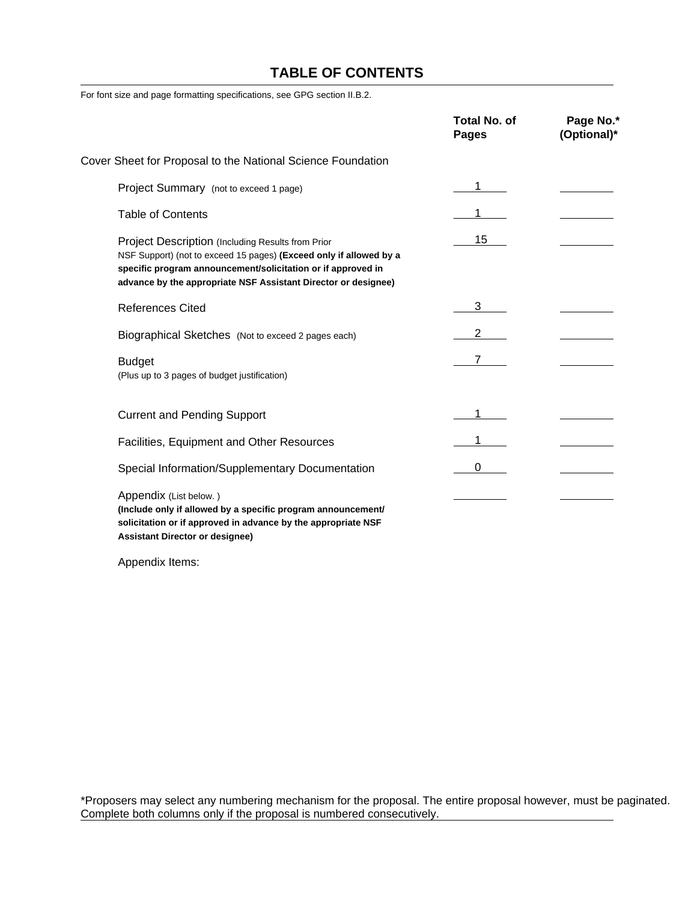# TABLE OF CONTENTS

For font size and page formatting specifications, see GPG section II.B.2.

| | Total No. of Pages | Page No.* (Optional)* |
|---|---|---|
| Cover Sheet for Proposal to the National Science Foundation | | |
| Project Summary (not to exceed 1 page) | 1 | |
| Table of Contents | 1 | |
| Project Description (Including Results from Prior NSF Support) (not to exceed 15 pages) **(Exceed only if allowed by a specific program announcement/solicitation or if approved in advance by the appropriate NSF Assistant Director or designee)** | 15 | |
| References Cited | 3 | |
| Biographical Sketches (Not to exceed 2 pages each) | 2 | |
| Budget (Plus up to 3 pages of budget justification) | 7 | |
| Current and Pending Support | 1 | |
| Facilities, Equipment and Other Resources | 1 | |
| Special Information/Supplementary Documentation | 0 | |
| Appendix (List below. ) **(Include only if allowed by a specific program announcement/ solicitation or if approved in advance by the appropriate NSF Assistant Director or designee)** | | |

Appendix Items:

*Proposers may select any numbering mechanism for the proposal. The entire proposal however, must be paginated. Complete both columns only if the proposal is numbered consecutively.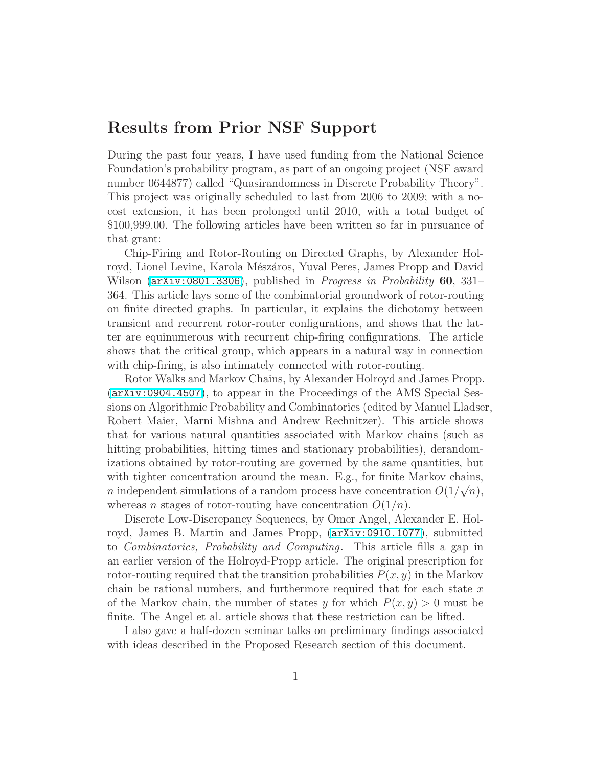## Results from Prior NSF Support

During the past four years, I have used funding from the National Science Foundation's probability program, as part of an ongoing project (NSF award number 0644877) called "Quasirandomness in Discrete Probability Theory". This project was originally scheduled to last from 2006 to 2009; with a no-cost extension, it has been prolonged until 2010, with a total budget of \$100,999.00. The following articles have been written so far in pursuance of that grant:

Chip-Firing and Rotor-Routing on Directed Graphs, by Alexander Holroyd, Lionel Levine, Karola Mészáros, Yuval Peres, James Propp and David Wilson (arXiv:0801.3306), published in *Progress in Probability* **60**, 331–364. This article lays some of the combinatorial groundwork of rotor-routing on finite directed graphs. In particular, it explains the dichotomy between transient and recurrent rotor-router configurations, and shows that the latter are equinumerous with recurrent chip-firing configurations. The article shows that the critical group, which appears in a natural way in connection with chip-firing, is also intimately connected with rotor-routing.

Rotor Walks and Markov Chains, by Alexander Holroyd and James Propp. (arXiv:0904.4507), to appear in the Proceedings of the AMS Special Sessions on Algorithmic Probability and Combinatorics (edited by Manuel Lladser, Robert Maier, Marni Mishna and Andrew Rechnitzer). This article shows that for various natural quantities associated with Markov chains (such as hitting probabilities, hitting times and stationary probabilities), derandomizations obtained by rotor-routing are governed by the same quantities, but with tighter concentration around the mean. E.g., for finite Markov chains, $n$ independent simulations of a random process have concentration $O(1/\sqrt{n})$, whereas $n$ stages of rotor-routing have concentration $O(1/n)$.

Discrete Low-Discrepancy Sequences, by Omer Angel, Alexander E. Holroyd, James B. Martin and James Propp, (arXiv:0910.1077), submitted to *Combinatorics, Probability and Computing*. This article fills a gap in an earlier version of the Holroyd-Propp article. The original prescription for rotor-routing required that the transition probabilities $P(x, y)$ in the Markov chain be rational numbers, and furthermore required that for each state $x$ of the Markov chain, the number of states $y$ for which $P(x, y) > 0$ must be finite. The Angel et al. article shows that these restriction can be lifted.

I also gave a half-dozen seminar talks on preliminary findings associated with ideas described in the Proposed Research section of this document.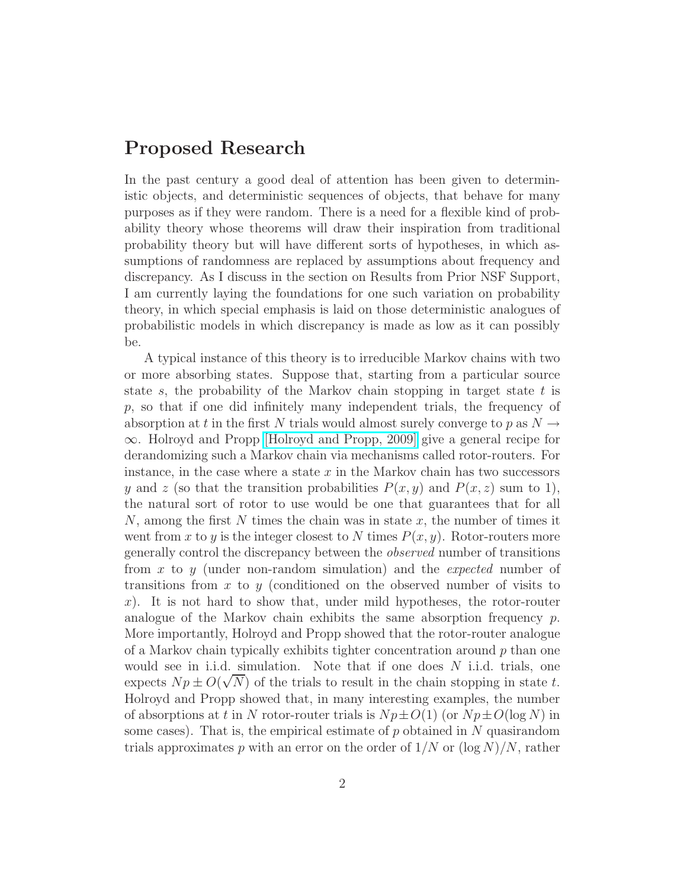## Proposed Research

In the past century a good deal of attention has been given to deterministic objects, and deterministic sequences of objects, that behave for many purposes as if they were random. There is a need for a flexible kind of probability theory whose theorems will draw their inspiration from traditional probability theory but will have different sorts of hypotheses, in which assumptions of randomness are replaced by assumptions about frequency and discrepancy. As I discuss in the section on Results from Prior NSF Support, I am currently laying the foundations for one such variation on probability theory, in which special emphasis is laid on those deterministic analogues of probabilistic models in which discrepancy is made as low as it can possibly be.

A typical instance of this theory is to irreducible Markov chains with two or more absorbing states. Suppose that, starting from a particular source state $s$, the probability of the Markov chain stopping in target state $t$ is $p$, so that if one did infinitely many independent trials, the frequency of absorption at $t$ in the first $N$ trials would almost surely converge to $p$ as $N \to \infty$. Holroyd and Propp [Holroyd and Propp, 2009] give a general recipe for derandomizing such a Markov chain via mechanisms called rotor-routers. For instance, in the case where a state $x$ in the Markov chain has two successors $y$ and $z$ (so that the transition probabilities $P(x, y)$ and $P(x, z)$ sum to 1), the natural sort of rotor to use would be one that guarantees that for all $N$, among the first $N$ times the chain was in state $x$, the number of times it went from $x$ to $y$ is the integer closest to $N$ times $P(x, y)$. Rotor-routers more generally control the discrepancy between the *observed* number of transitions from $x$ to $y$ (under non-random simulation) and the *expected* number of transitions from $x$ to $y$ (conditioned on the observed number of visits to $x$). It is not hard to show that, under mild hypotheses, the rotor-router analogue of the Markov chain exhibits the same absorption frequency $p$. More importantly, Holroyd and Propp showed that the rotor-router analogue of a Markov chain typically exhibits tighter concentration around $p$ than one would see in i.i.d. simulation. Note that if one does $N$ i.i.d. trials, one expects $Np \pm O(\sqrt{N})$ of the trials to result in the chain stopping in state $t$. Holroyd and Propp showed that, in many interesting examples, the number of absorptions at $t$ in $N$ rotor-router trials is $Np \pm O(1)$ (or $Np \pm O(\log N)$ in some cases). That is, the empirical estimate of $p$ obtained in $N$ quasirandom trials approximates $p$ with an error on the order of $1/N$ or $(\log N)/N$, rather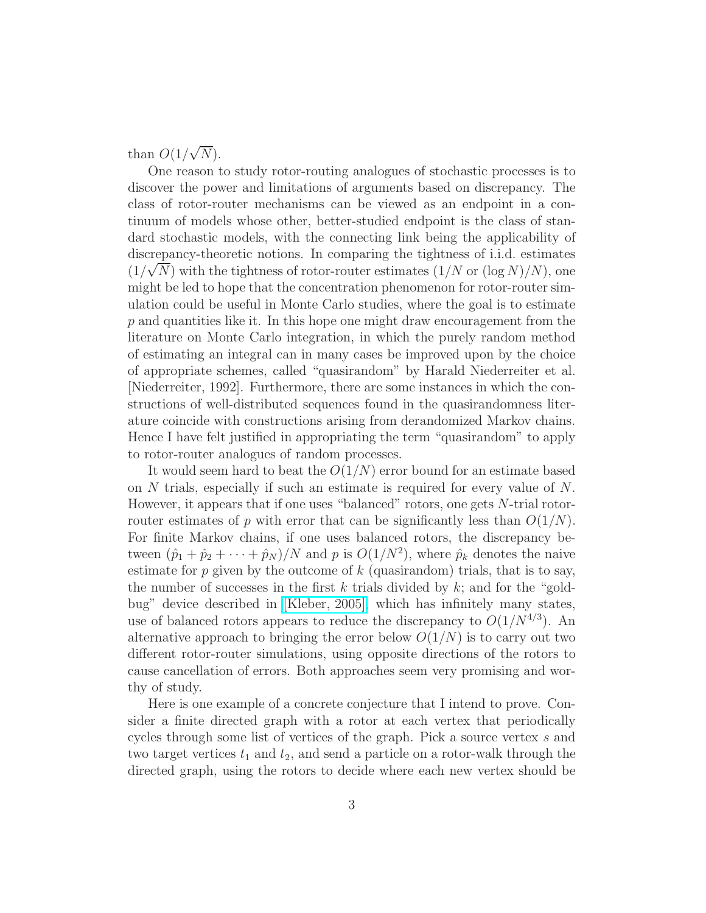than $O(1/\sqrt{N})$.

One reason to study rotor-routing analogues of stochastic processes is to discover the power and limitations of arguments based on discrepancy. The class of rotor-router mechanisms can be viewed as an endpoint in a continuum of models whose other, better-studied endpoint is the class of standard stochastic models, with the connecting link being the applicability of discrepancy-theoretic notions. In comparing the tightness of i.i.d. estimates $(1/\sqrt{N})$ with the tightness of rotor-router estimates ($1/N$ or $(\log N)/N$), one might be led to hope that the concentration phenomenon for rotor-router simulation could be useful in Monte Carlo studies, where the goal is to estimate $p$ and quantities like it. In this hope one might draw encouragement from the literature on Monte Carlo integration, in which the purely random method of estimating an integral can in many cases be improved upon by the choice of appropriate schemes, called "quasirandom" by Harald Niederreiter et al. [Niederreiter, 1992]. Furthermore, there are some instances in which the constructions of well-distributed sequences found in the quasirandomness literature coincide with constructions arising from derandomized Markov chains. Hence I have felt justified in appropriating the term "quasirandom" to apply to rotor-router analogues of random processes.

It would seem hard to beat the $O(1/N)$ error bound for an estimate based on $N$ trials, especially if such an estimate is required for every value of $N$. However, it appears that if one uses "balanced" rotors, one gets $N$-trial rotor-router estimates of $p$ with error that can be significantly less than $O(1/N)$. For finite Markov chains, if one uses balanced rotors, the discrepancy between $(\hat{p}_1 + \hat{p}_2 + \cdots + \hat{p}_N)/N$ and $p$ is $O(1/N^2)$, where $\hat{p}_k$ denotes the naive estimate for $p$ given by the outcome of $k$ (quasirandom) trials, that is to say, the number of successes in the first $k$ trials divided by $k$; and for the "goldbug" device described in [Kleber, 2005], which has infinitely many states, use of balanced rotors appears to reduce the discrepancy to $O(1/N^{4/3})$. An alternative approach to bringing the error below $O(1/N)$ is to carry out two different rotor-router simulations, using opposite directions of the rotors to cause cancellation of errors. Both approaches seem very promising and worthy of study.

Here is one example of a concrete conjecture that I intend to prove. Consider a finite directed graph with a rotor at each vertex that periodically cycles through some list of vertices of the graph. Pick a source vertex $s$ and two target vertices $t_1$ and $t_2$, and send a particle on a rotor-walk through the directed graph, using the rotors to decide where each new vertex should be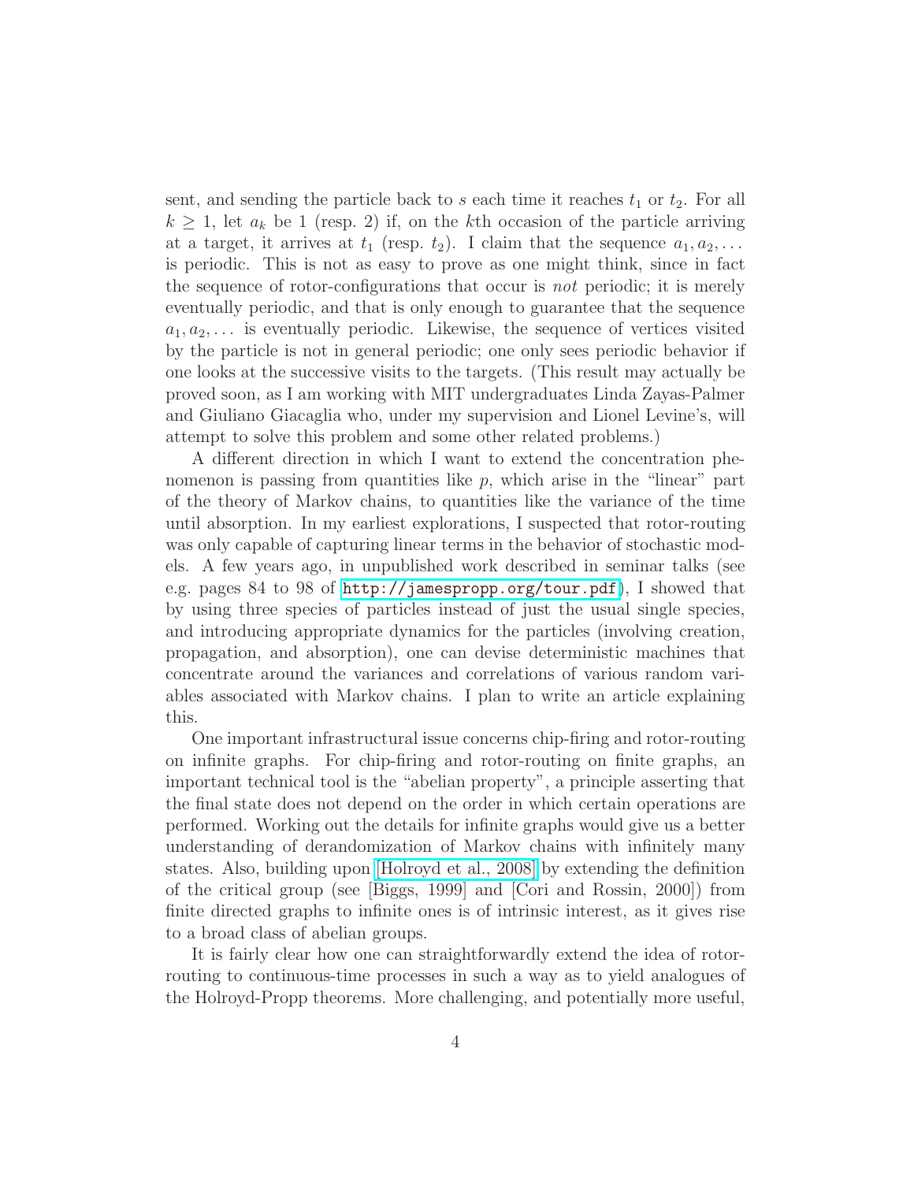sent, and sending the particle back to $s$ each time it reaches $t_1$ or $t_2$. For all $k \geq 1$, let $a_k$ be 1 (resp. 2) if, on the $k$th occasion of the particle arriving at a target, it arrives at $t_1$ (resp. $t_2$). I claim that the sequence $a_1, a_2, \ldots$ is periodic. This is not as easy to prove as one might think, since in fact the sequence of rotor-configurations that occur is *not* periodic; it is merely eventually periodic, and that is only enough to guarantee that the sequence $a_1, a_2, \ldots$ is eventually periodic. Likewise, the sequence of vertices visited by the particle is not in general periodic; one only sees periodic behavior if one looks at the successive visits to the targets. (This result may actually be proved soon, as I am working with MIT undergraduates Linda Zayas-Palmer and Giuliano Giacaglia who, under my supervision and Lionel Levine's, will attempt to solve this problem and some other related problems.)

A different direction in which I want to extend the concentration phenomenon is passing from quantities like $p$, which arise in the "linear" part of the theory of Markov chains, to quantities like the variance of the time until absorption. In my earliest explorations, I suspected that rotor-routing was only capable of capturing linear terms in the behavior of stochastic models. A few years ago, in unpublished work described in seminar talks (see e.g. pages 84 to 98 of `http://jamespropp.org/tour.pdf`), I showed that by using three species of particles instead of just the usual single species, and introducing appropriate dynamics for the particles (involving creation, propagation, and absorption), one can devise deterministic machines that concentrate around the variances and correlations of various random variables associated with Markov chains. I plan to write an article explaining this.

One important infrastructural issue concerns chip-firing and rotor-routing on infinite graphs. For chip-firing and rotor-routing on finite graphs, an important technical tool is the "abelian property", a principle asserting that the final state does not depend on the order in which certain operations are performed. Working out the details for infinite graphs would give us a better understanding of derandomization of Markov chains with infinitely many states. Also, building upon [Holroyd et al., 2008] by extending the definition of the critical group (see [Biggs, 1999] and [Cori and Rossin, 2000]) from finite directed graphs to infinite ones is of intrinsic interest, as it gives rise to a broad class of abelian groups.

It is fairly clear how one can straightforwardly extend the idea of rotor-routing to continuous-time processes in such a way as to yield analogues of the Holroyd-Propp theorems. More challenging, and potentially more useful,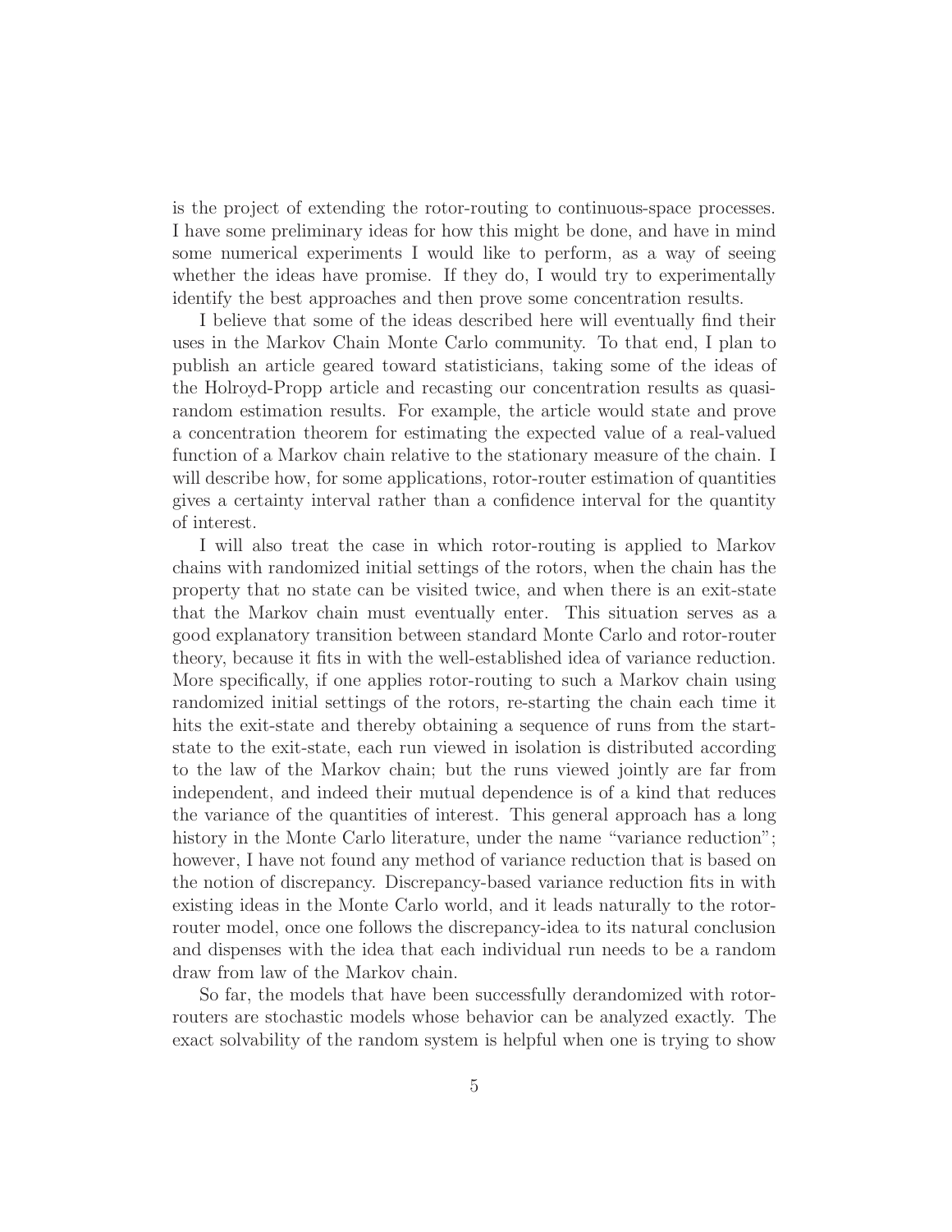is the project of extending the rotor-routing to continuous-space processes. I have some preliminary ideas for how this might be done, and have in mind some numerical experiments I would like to perform, as a way of seeing whether the ideas have promise. If they do, I would try to experimentally identify the best approaches and then prove some concentration results.

I believe that some of the ideas described here will eventually find their uses in the Markov Chain Monte Carlo community. To that end, I plan to publish an article geared toward statisticians, taking some of the ideas of the Holroyd-Propp article and recasting our concentration results as quasi-random estimation results. For example, the article would state and prove a concentration theorem for estimating the expected value of a real-valued function of a Markov chain relative to the stationary measure of the chain. I will describe how, for some applications, rotor-router estimation of quantities gives a certainty interval rather than a confidence interval for the quantity of interest.

I will also treat the case in which rotor-routing is applied to Markov chains with randomized initial settings of the rotors, when the chain has the property that no state can be visited twice, and when there is an exit-state that the Markov chain must eventually enter. This situation serves as a good explanatory transition between standard Monte Carlo and rotor-router theory, because it fits in with the well-established idea of variance reduction. More specifically, if one applies rotor-routing to such a Markov chain using randomized initial settings of the rotors, re-starting the chain each time it hits the exit-state and thereby obtaining a sequence of runs from the start-state to the exit-state, each run viewed in isolation is distributed according to the law of the Markov chain; but the runs viewed jointly are far from independent, and indeed their mutual dependence is of a kind that reduces the variance of the quantities of interest. This general approach has a long history in the Monte Carlo literature, under the name "variance reduction"; however, I have not found any method of variance reduction that is based on the notion of discrepancy. Discrepancy-based variance reduction fits in with existing ideas in the Monte Carlo world, and it leads naturally to the rotor-router model, once one follows the discrepancy-idea to its natural conclusion and dispenses with the idea that each individual run needs to be a random draw from law of the Markov chain.

So far, the models that have been successfully derandomized with rotor-routers are stochastic models whose behavior can be analyzed exactly. The exact solvability of the random system is helpful when one is trying to show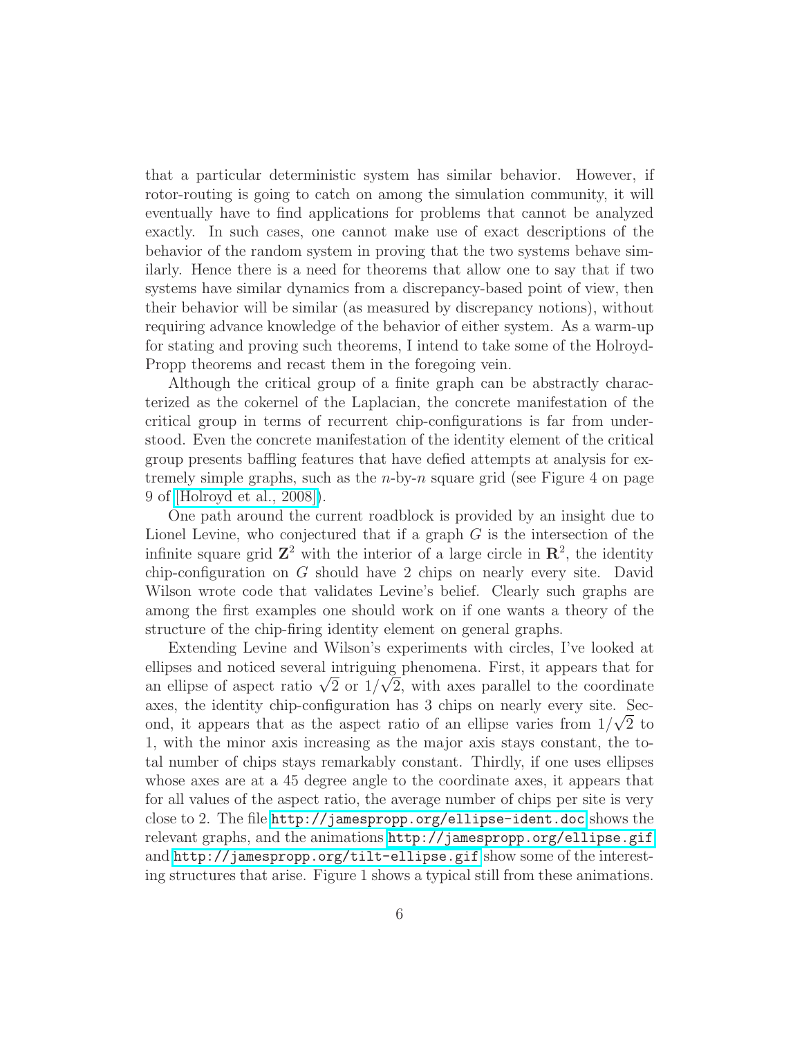that a particular deterministic system has similar behavior. However, if rotor-routing is going to catch on among the simulation community, it will eventually have to find applications for problems that cannot be analyzed exactly. In such cases, one cannot make use of exact descriptions of the behavior of the random system in proving that the two systems behave similarly. Hence there is a need for theorems that allow one to say that if two systems have similar dynamics from a discrepancy-based point of view, then their behavior will be similar (as measured by discrepancy notions), without requiring advance knowledge of the behavior of either system. As a warm-up for stating and proving such theorems, I intend to take some of the Holroyd-Propp theorems and recast them in the foregoing vein.

Although the critical group of a finite graph can be abstractly characterized as the cokernel of the Laplacian, the concrete manifestation of the critical group in terms of recurrent chip-configurations is far from understood. Even the concrete manifestation of the identity element of the critical group presents baffling features that have defied attempts at analysis for extremely simple graphs, such as the $n$-by-$n$ square grid (see Figure 4 on page 9 of [Holroyd et al., 2008]).

One path around the current roadblock is provided by an insight due to Lionel Levine, who conjectured that if a graph $G$ is the intersection of the infinite square grid $\mathbf{Z}^2$ with the interior of a large circle in $\mathbf{R}^2$, the identity chip-configuration on $G$ should have 2 chips on nearly every site. David Wilson wrote code that validates Levine's belief. Clearly such graphs are among the first examples one should work on if one wants a theory of the structure of the chip-firing identity element on general graphs.

Extending Levine and Wilson's experiments with circles, I've looked at ellipses and noticed several intriguing phenomena. First, it appears that for an ellipse of aspect ratio $\sqrt{2}$ or $1/\sqrt{2}$, with axes parallel to the coordinate axes, the identity chip-configuration has 3 chips on nearly every site. Second, it appears that as the aspect ratio of an ellipse varies from $1/\sqrt{2}$ to 1, with the minor axis increasing as the major axis stays constant, the total number of chips stays remarkably constant. Thirdly, if one uses ellipses whose axes are at a 45 degree angle to the coordinate axes, it appears that for all values of the aspect ratio, the average number of chips per site is very close to 2. The file http://jamespropp.org/ellipse-ident.doc shows the relevant graphs, and the animations http://jamespropp.org/ellipse.gif and http://jamespropp.org/tilt-ellipse.gif show some of the interesting structures that arise. Figure 1 shows a typical still from these animations.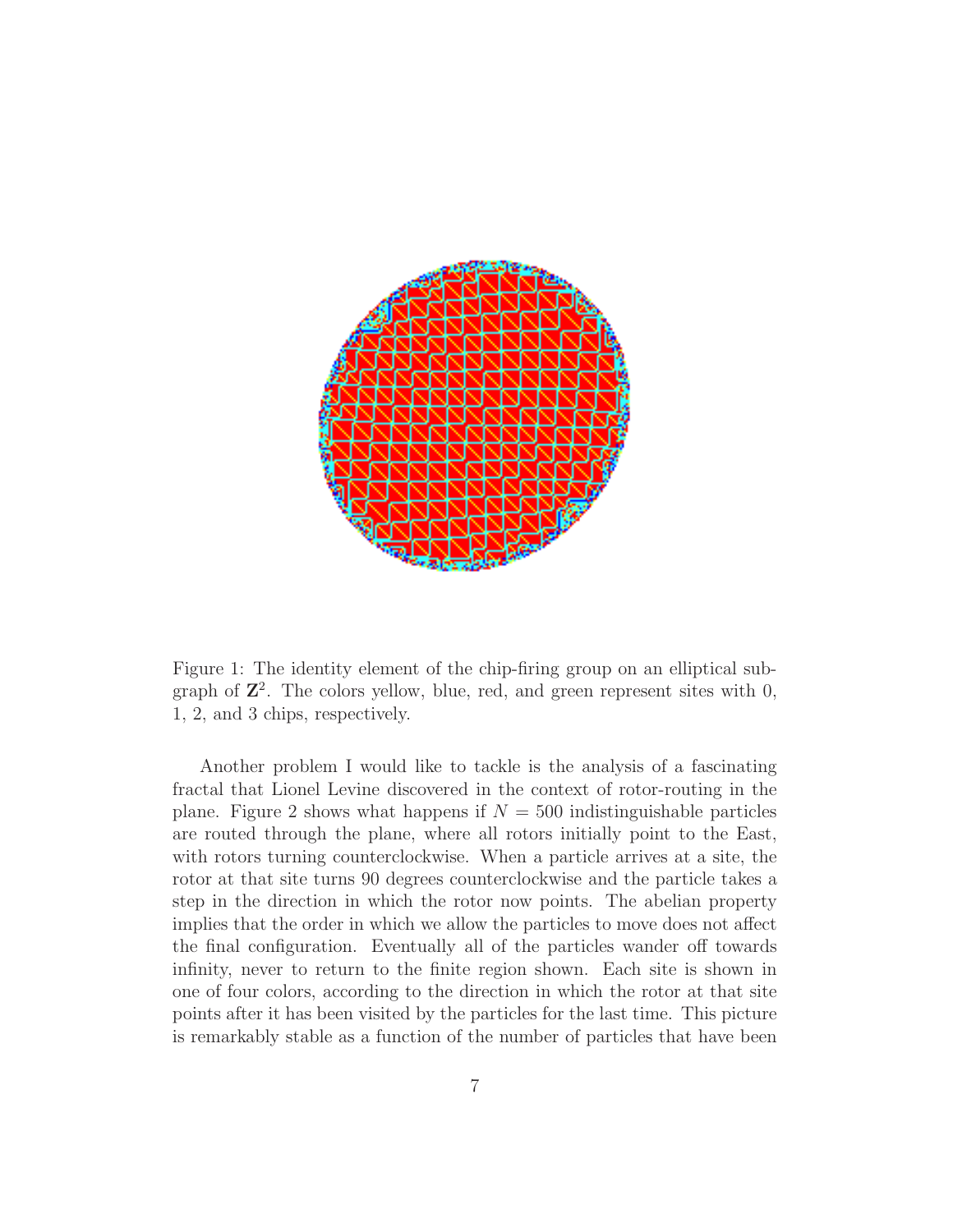Figure 1: The identity element of the chip-firing group on an elliptical subgraph of $\mathbf{Z}^2$. The colors yellow, blue, red, and green represent sites with 0, 1, 2, and 3 chips, respectively.

Another problem I would like to tackle is the analysis of a fascinating fractal that Lionel Levine discovered in the context of rotor-routing in the plane. Figure 2 shows what happens if $N = 500$ indistinguishable particles are routed through the plane, where all rotors initially point to the East, with rotors turning counterclockwise. When a particle arrives at a site, the rotor at that site turns 90 degrees counterclockwise and the particle takes a step in the direction in which the rotor now points. The abelian property implies that the order in which we allow the particles to move does not affect the final configuration. Eventually all of the particles wander off towards infinity, never to return to the finite region shown. Each site is shown in one of four colors, according to the direction in which the rotor at that site points after it has been visited by the particles for the last time. This picture is remarkably stable as a function of the number of particles that have been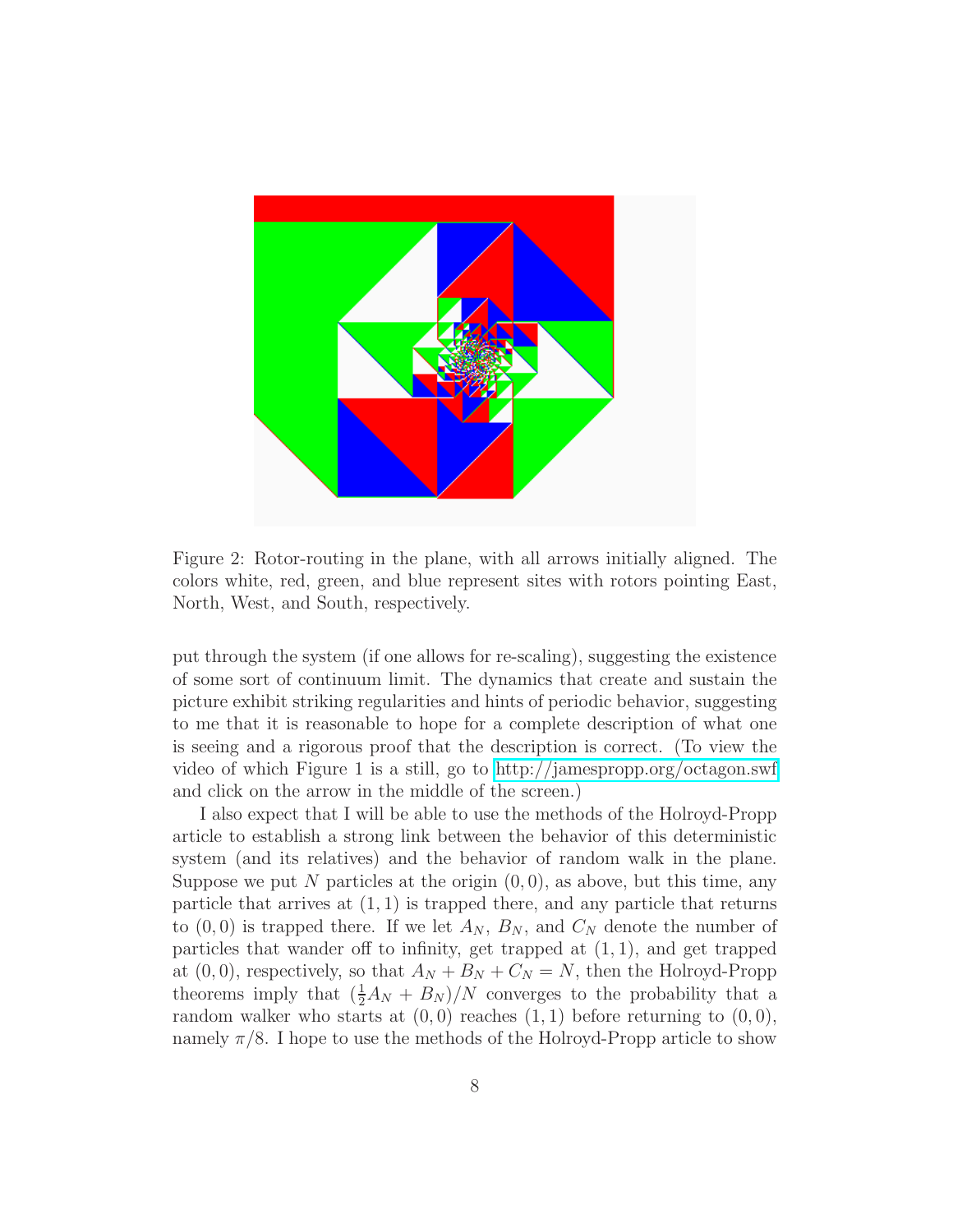Figure 2: Rotor-routing in the plane, with all arrows initially aligned. The colors white, red, green, and blue represent sites with rotors pointing East, North, West, and South, respectively.

put through the system (if one allows for re-scaling), suggesting the existence of some sort of continuum limit. The dynamics that create and sustain the picture exhibit striking regularities and hints of periodic behavior, suggesting to me that it is reasonable to hope for a complete description of what one is seeing and a rigorous proof that the description is correct. (To view the video of which Figure 1 is a still, go to http://jamespropp.org/octagon.swf and click on the arrow in the middle of the screen.)

I also expect that I will be able to use the methods of the Holroyd-Propp article to establish a strong link between the behavior of this deterministic system (and its relatives) and the behavior of random walk in the plane. Suppose we put $N$ particles at the origin $(0,0)$, as above, but this time, any particle that arrives at $(1,1)$ is trapped there, and any particle that returns to $(0,0)$ is trapped there. If we let $A_N$, $B_N$, and $C_N$ denote the number of particles that wander off to infinity, get trapped at $(1,1)$, and get trapped at $(0,0)$, respectively, so that $A_N + B_N + C_N = N$, then the Holroyd-Propp theorems imply that $(\frac{1}{2}A_N + B_N)/N$ converges to the probability that a random walker who starts at $(0,0)$ reaches $(1,1)$ before returning to $(0,0)$, namely $\pi/8$. I hope to use the methods of the Holroyd-Propp article to show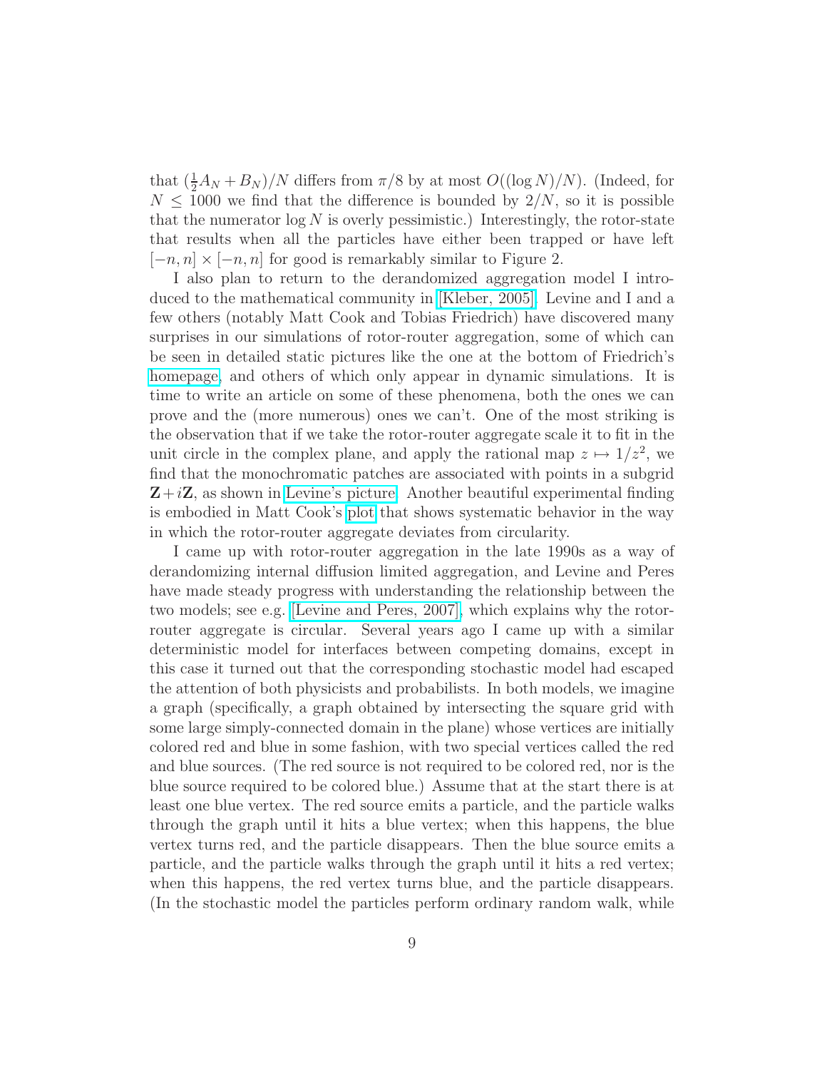that $(\frac{1}{2}A_N + B_N)/N$ differs from $\pi/8$ by at most $O((\log N)/N)$. (Indeed, for $N \leq 1000$ we find that the difference is bounded by $2/N$, so it is possible that the numerator $\log N$ is overly pessimistic.) Interestingly, the rotor-state that results when all the particles have either been trapped or have left $[-n, n] \times [-n, n]$ for good is remarkably similar to Figure 2.

I also plan to return to the derandomized aggregation model I introduced to the mathematical community in [Kleber, 2005]. Levine and I and a few others (notably Matt Cook and Tobias Friedrich) have discovered many surprises in our simulations of rotor-router aggregation, some of which can be seen in detailed static pictures like the one at the bottom of Friedrich's homepage, and others of which only appear in dynamic simulations. It is time to write an article on some of these phenomena, both the ones we can prove and the (more numerous) ones we can't. One of the most striking is the observation that if we take the rotor-router aggregate scale it to fit in the unit circle in the complex plane, and apply the rational map $z \mapsto 1/z^2$, we find that the monochromatic patches are associated with points in a subgrid $\mathbf{Z}+i\mathbf{Z}$, as shown in Levine's picture. Another beautiful experimental finding is embodied in Matt Cook's plot that shows systematic behavior in the way in which the rotor-router aggregate deviates from circularity.

I came up with rotor-router aggregation in the late 1990s as a way of derandomizing internal diffusion limited aggregation, and Levine and Peres have made steady progress with understanding the relationship between the two models; see e.g. [Levine and Peres, 2007], which explains why the rotor-router aggregate is circular. Several years ago I came up with a similar deterministic model for interfaces between competing domains, except in this case it turned out that the corresponding stochastic model had escaped the attention of both physicists and probabilists. In both models, we imagine a graph (specifically, a graph obtained by intersecting the square grid with some large simply-connected domain in the plane) whose vertices are initially colored red and blue in some fashion, with two special vertices called the red and blue sources. (The red source is not required to be colored red, nor is the blue source required to be colored blue.) Assume that at the start there is at least one blue vertex. The red source emits a particle, and the particle walks through the graph until it hits a blue vertex; when this happens, the blue vertex turns red, and the particle disappears. Then the blue source emits a particle, and the particle walks through the graph until it hits a red vertex; when this happens, the red vertex turns blue, and the particle disappears. (In the stochastic model the particles perform ordinary random walk, while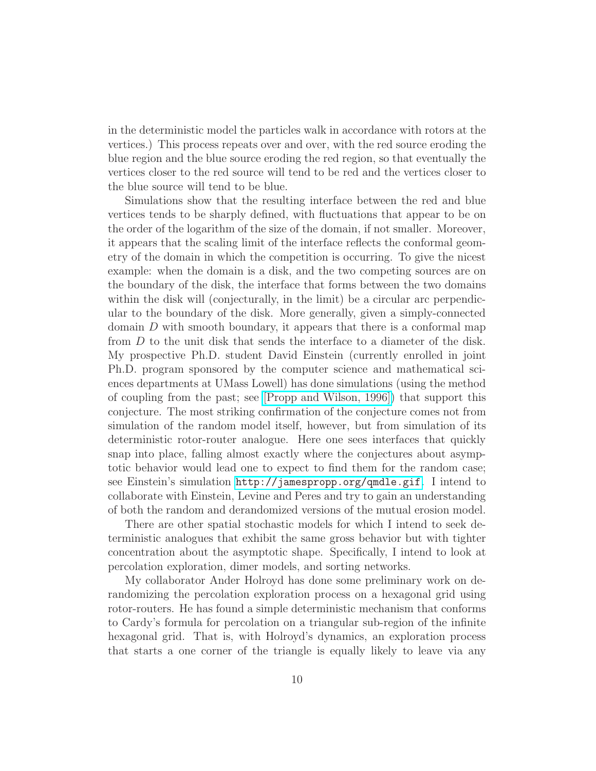in the deterministic model the particles walk in accordance with rotors at the vertices.) This process repeats over and over, with the red source eroding the blue region and the blue source eroding the red region, so that eventually the vertices closer to the red source will tend to be red and the vertices closer to the blue source will tend to be blue.

Simulations show that the resulting interface between the red and blue vertices tends to be sharply defined, with fluctuations that appear to be on the order of the logarithm of the size of the domain, if not smaller. Moreover, it appears that the scaling limit of the interface reflects the conformal geometry of the domain in which the competition is occurring. To give the nicest example: when the domain is a disk, and the two competing sources are on the boundary of the disk, the interface that forms between the two domains within the disk will (conjecturally, in the limit) be a circular arc perpendicular to the boundary of the disk. More generally, given a simply-connected domain $D$ with smooth boundary, it appears that there is a conformal map from $D$ to the unit disk that sends the interface to a diameter of the disk. My prospective Ph.D. student David Einstein (currently enrolled in joint Ph.D. program sponsored by the computer science and mathematical sciences departments at UMass Lowell) has done simulations (using the method of coupling from the past; see [Propp and Wilson, 1996]) that support this conjecture. The most striking confirmation of the conjecture comes not from simulation of the random model itself, however, but from simulation of its deterministic rotor-router analogue. Here one sees interfaces that quickly snap into place, falling almost exactly where the conjectures about asymptotic behavior would lead one to expect to find them for the random case; see Einstein's simulation `http://jamespropp.org/qmdle.gif`. I intend to collaborate with Einstein, Levine and Peres and try to gain an understanding of both the random and derandomized versions of the mutual erosion model.

There are other spatial stochastic models for which I intend to seek deterministic analogues that exhibit the same gross behavior but with tighter concentration about the asymptotic shape. Specifically, I intend to look at percolation exploration, dimer models, and sorting networks.

My collaborator Ander Holroyd has done some preliminary work on derandomizing the percolation exploration process on a hexagonal grid using rotor-routers. He has found a simple deterministic mechanism that conforms to Cardy's formula for percolation on a triangular sub-region of the infinite hexagonal grid. That is, with Holroyd's dynamics, an exploration process that starts a one corner of the triangle is equally likely to leave via any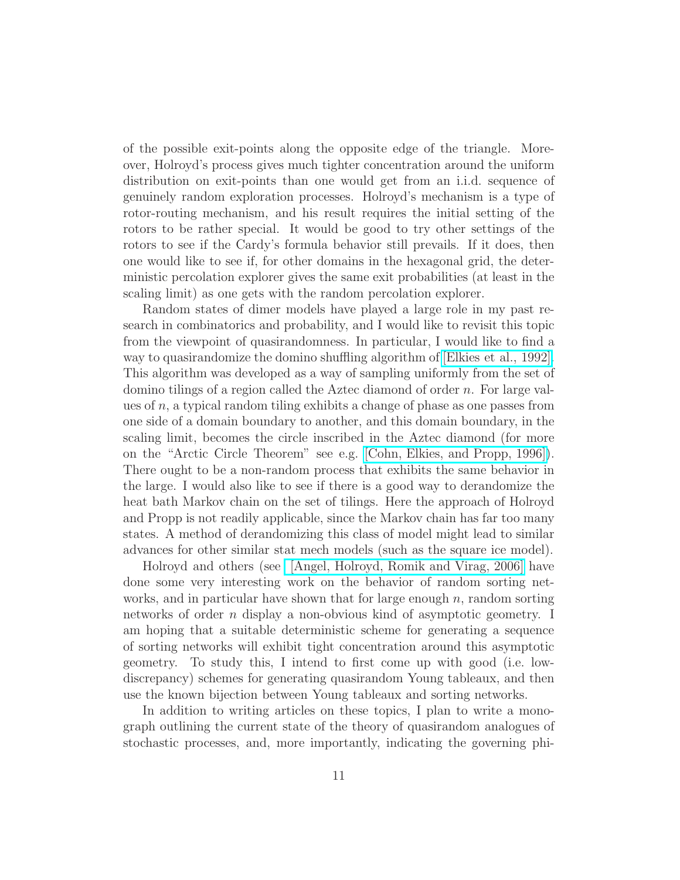of the possible exit-points along the opposite edge of the triangle. Moreover, Holroyd's process gives much tighter concentration around the uniform distribution on exit-points than one would get from an i.i.d. sequence of genuinely random exploration processes. Holroyd's mechanism is a type of rotor-routing mechanism, and his result requires the initial setting of the rotors to be rather special. It would be good to try other settings of the rotors to see if the Cardy's formula behavior still prevails. If it does, then one would like to see if, for other domains in the hexagonal grid, the deterministic percolation explorer gives the same exit probabilities (at least in the scaling limit) as one gets with the random percolation explorer.

Random states of dimer models have played a large role in my past research in combinatorics and probability, and I would like to revisit this topic from the viewpoint of quasirandomness. In particular, I would like to find a way to quasirandomize the domino shuffling algorithm of [Elkies et al., 1992]. This algorithm was developed as a way of sampling uniformly from the set of domino tilings of a region called the Aztec diamond of order $n$. For large values of $n$, a typical random tiling exhibits a change of phase as one passes from one side of a domain boundary to another, and this domain boundary, in the scaling limit, becomes the circle inscribed in the Aztec diamond (for more on the "Arctic Circle Theorem" see e.g. [Cohn, Elkies, and Propp, 1996]). There ought to be a non-random process that exhibits the same behavior in the large. I would also like to see if there is a good way to derandomize the heat bath Markov chain on the set of tilings. Here the approach of Holroyd and Propp is not readily applicable, since the Markov chain has far too many states. A method of derandomizing this class of model might lead to similar advances for other similar stat mech models (such as the square ice model).

Holroyd and others (see [Angel, Holroyd, Romik and Virag, 2006] have done some very interesting work on the behavior of random sorting networks, and in particular have shown that for large enough $n$, random sorting networks of order $n$ display a non-obvious kind of asymptotic geometry. I am hoping that a suitable deterministic scheme for generating a sequence of sorting networks will exhibit tight concentration around this asymptotic geometry. To study this, I intend to first come up with good (i.e. low-discrepancy) schemes for generating quasirandom Young tableaux, and then use the known bijection between Young tableaux and sorting networks.

In addition to writing articles on these topics, I plan to write a monograph outlining the current state of the theory of quasirandom analogues of stochastic processes, and, more importantly, indicating the governing phi-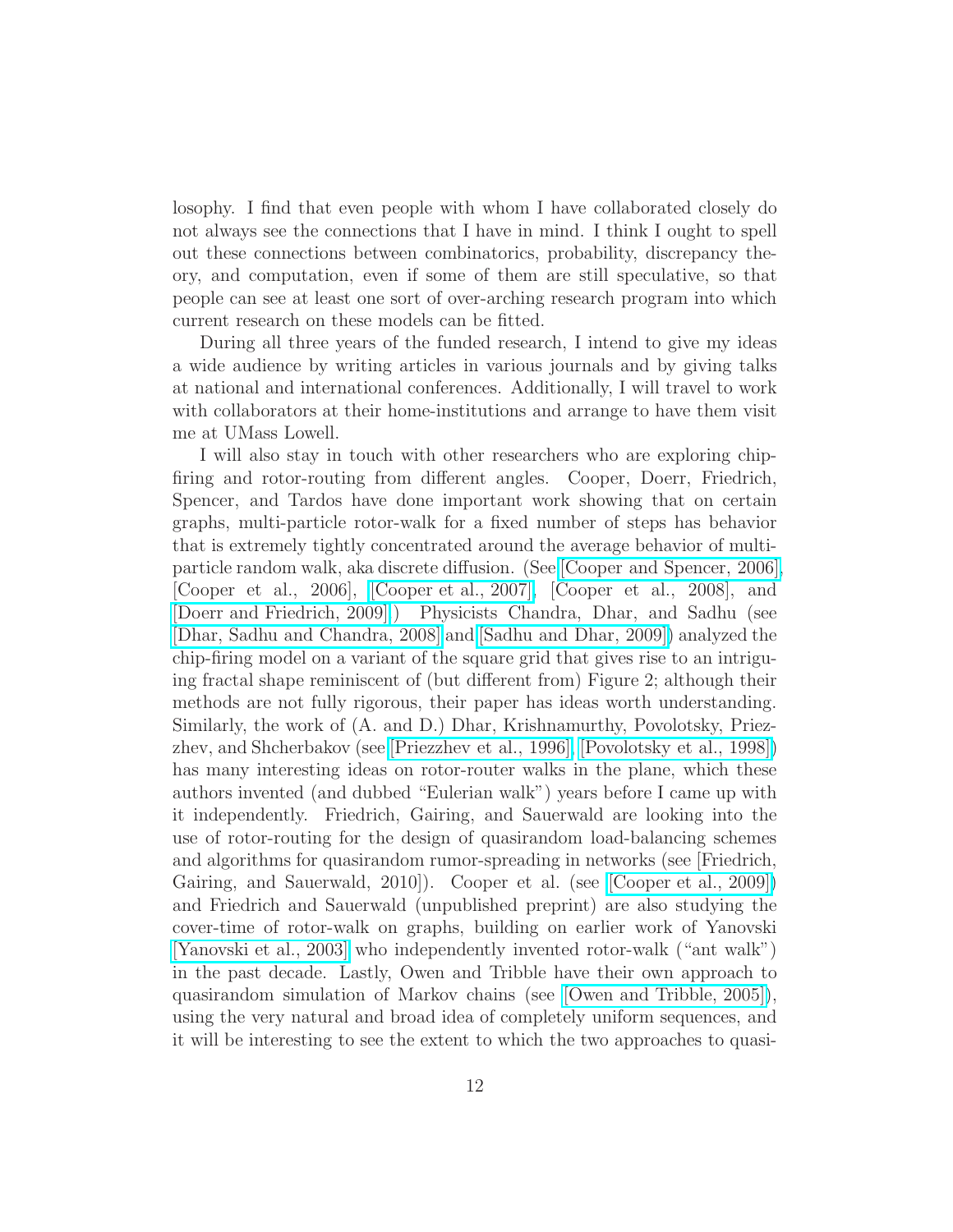losophy. I find that even people with whom I have collaborated closely do not always see the connections that I have in mind. I think I ought to spell out these connections between combinatorics, probability, discrepancy theory, and computation, even if some of them are still speculative, so that people can see at least one sort of over-arching research program into which current research on these models can be fitted.

During all three years of the funded research, I intend to give my ideas a wide audience by writing articles in various journals and by giving talks at national and international conferences. Additionally, I will travel to work with collaborators at their home-institutions and arrange to have them visit me at UMass Lowell.

I will also stay in touch with other researchers who are exploring chip-firing and rotor-routing from different angles. Cooper, Doerr, Friedrich, Spencer, and Tardos have done important work showing that on certain graphs, multi-particle rotor-walk for a fixed number of steps has behavior that is extremely tightly concentrated around the average behavior of multi-particle random walk, aka discrete diffusion. (See [Cooper and Spencer, 2006], [Cooper et al., 2006], [Cooper et al., 2007], [Cooper et al., 2008], and [Doerr and Friedrich, 2009].) Physicists Chandra, Dhar, and Sadhu (see [Dhar, Sadhu and Chandra, 2008] and [Sadhu and Dhar, 2009]) analyzed the chip-firing model on a variant of the square grid that gives rise to an intriguing fractal shape reminiscent of (but different from) Figure 2; although their methods are not fully rigorous, their paper has ideas worth understanding. Similarly, the work of (A. and D.) Dhar, Krishnamurthy, Povolotsky, Priezzhev, and Shcherbakov (see [Priezzhev et al., 1996], [Povolotsky et al., 1998]) has many interesting ideas on rotor-router walks in the plane, which these authors invented (and dubbed "Eulerian walk") years before I came up with it independently. Friedrich, Gairing, and Sauerwald are looking into the use of rotor-routing for the design of quasirandom load-balancing schemes and algorithms for quasirandom rumor-spreading in networks (see [Friedrich, Gairing, and Sauerwald, 2010]). Cooper et al. (see [Cooper et al., 2009]) and Friedrich and Sauerwald (unpublished preprint) are also studying the cover-time of rotor-walk on graphs, building on earlier work of Yanovski [Yanovski et al., 2003] who independently invented rotor-walk ("ant walk") in the past decade. Lastly, Owen and Tribble have their own approach to quasirandom simulation of Markov chains (see [Owen and Tribble, 2005]), using the very natural and broad idea of completely uniform sequences, and it will be interesting to see the extent to which the two approaches to quasi-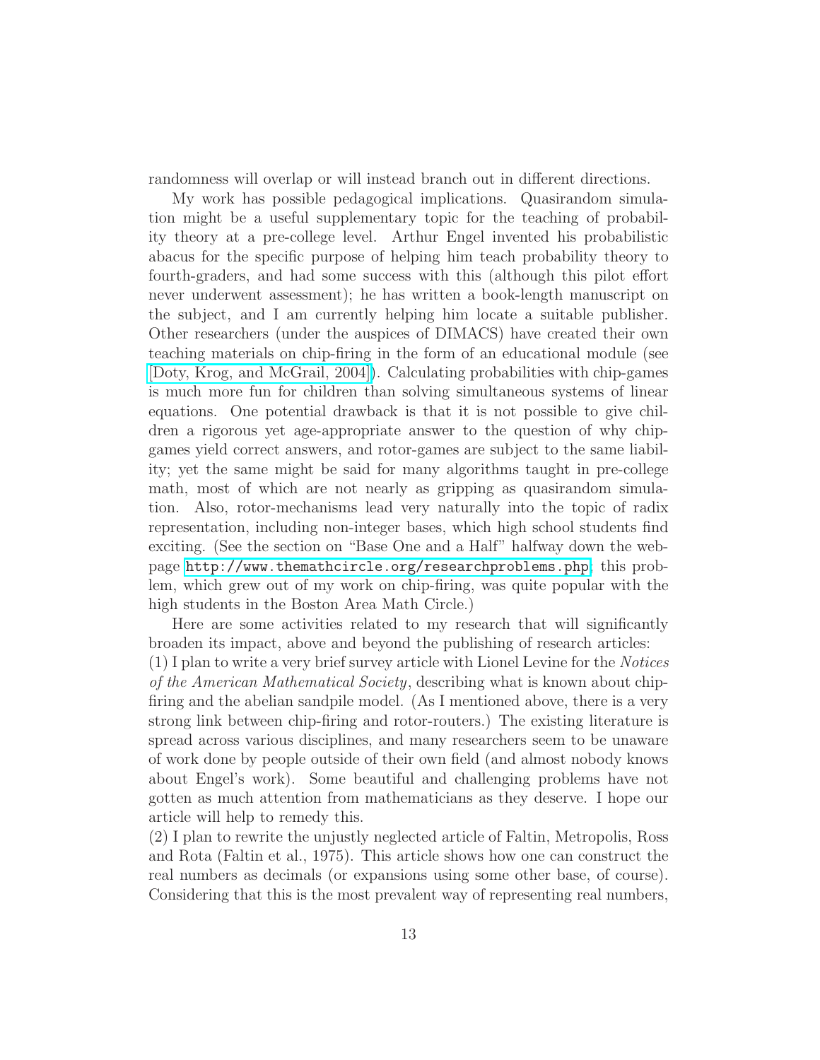randomness will overlap or will instead branch out in different directions.

My work has possible pedagogical implications. Quasirandom simulation might be a useful supplementary topic for the teaching of probability theory at a pre-college level. Arthur Engel invented his probabilistic abacus for the specific purpose of helping him teach probability theory to fourth-graders, and had some success with this (although this pilot effort never underwent assessment); he has written a book-length manuscript on the subject, and I am currently helping him locate a suitable publisher. Other researchers (under the auspices of DIMACS) have created their own teaching materials on chip-firing in the form of an educational module (see [Doty, Krog, and McGrail, 2004]). Calculating probabilities with chip-games is much more fun for children than solving simultaneous systems of linear equations. One potential drawback is that it is not possible to give children a rigorous yet age-appropriate answer to the question of why chip-games yield correct answers, and rotor-games are subject to the same liability; yet the same might be said for many algorithms taught in pre-college math, most of which are not nearly as gripping as quasirandom simulation. Also, rotor-mechanisms lead very naturally into the topic of radix representation, including non-integer bases, which high school students find exciting. (See the section on "Base One and a Half" halfway down the webpage `http://www.themathcircle.org/researchproblems.php`; this problem, which grew out of my work on chip-firing, was quite popular with the high students in the Boston Area Math Circle.)

Here are some activities related to my research that will significantly broaden its impact, above and beyond the publishing of research articles:

(1) I plan to write a very brief survey article with Lionel Levine for the *Notices of the American Mathematical Society*, describing what is known about chip-firing and the abelian sandpile model. (As I mentioned above, there is a very strong link between chip-firing and rotor-routers.) The existing literature is spread across various disciplines, and many researchers seem to be unaware of work done by people outside of their own field (and almost nobody knows about Engel's work). Some beautiful and challenging problems have not gotten as much attention from mathematicians as they deserve. I hope our article will help to remedy this.

(2) I plan to rewrite the unjustly neglected article of Faltin, Metropolis, Ross and Rota (Faltin et al., 1975). This article shows how one can construct the real numbers as decimals (or expansions using some other base, of course). Considering that this is the most prevalent way of representing real numbers,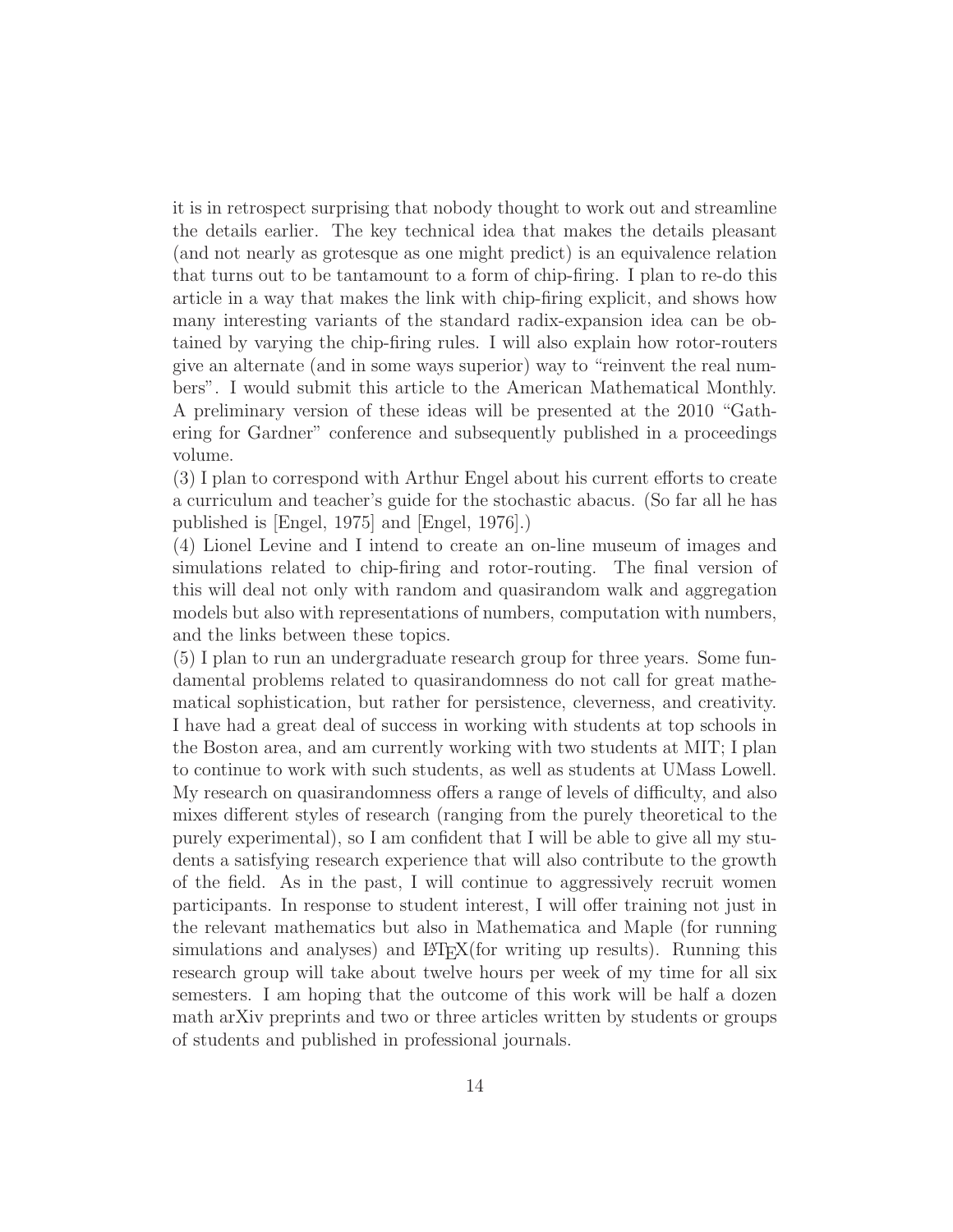it is in retrospect surprising that nobody thought to work out and streamline the details earlier. The key technical idea that makes the details pleasant (and not nearly as grotesque as one might predict) is an equivalence relation that turns out to be tantamount to a form of chip-firing. I plan to re-do this article in a way that makes the link with chip-firing explicit, and shows how many interesting variants of the standard radix-expansion idea can be obtained by varying the chip-firing rules. I will also explain how rotor-routers give an alternate (and in some ways superior) way to "reinvent the real numbers". I would submit this article to the American Mathematical Monthly. A preliminary version of these ideas will be presented at the 2010 "Gathering for Gardner" conference and subsequently published in a proceedings volume.

(3) I plan to correspond with Arthur Engel about his current efforts to create a curriculum and teacher's guide for the stochastic abacus. (So far all he has published is [Engel, 1975] and [Engel, 1976].)

(4) Lionel Levine and I intend to create an on-line museum of images and simulations related to chip-firing and rotor-routing. The final version of this will deal not only with random and quasirandom walk and aggregation models but also with representations of numbers, computation with numbers, and the links between these topics.

(5) I plan to run an undergraduate research group for three years. Some fundamental problems related to quasirandomness do not call for great mathematical sophistication, but rather for persistence, cleverness, and creativity. I have had a great deal of success in working with students at top schools in the Boston area, and am currently working with two students at MIT; I plan to continue to work with such students, as well as students at UMass Lowell. My research on quasirandomness offers a range of levels of difficulty, and also mixes different styles of research (ranging from the purely theoretical to the purely experimental), so I am confident that I will be able to give all my students a satisfying research experience that will also contribute to the growth of the field. As in the past, I will continue to aggressively recruit women participants. In response to student interest, I will offer training not just in the relevant mathematics but also in Mathematica and Maple (for running simulations and analyses) and LaTeX(for writing up results). Running this research group will take about twelve hours per week of my time for all six semesters. I am hoping that the outcome of this work will be half a dozen math arXiv preprints and two or three articles written by students or groups of students and published in professional journals.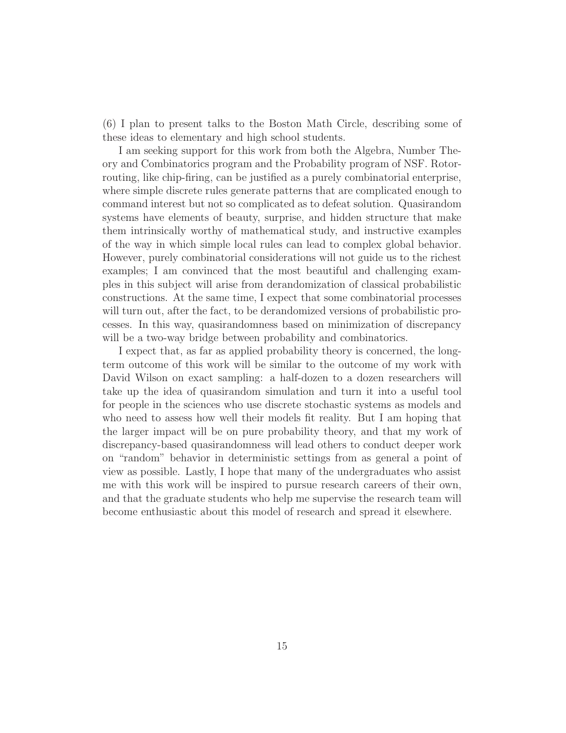(6) I plan to present talks to the Boston Math Circle, describing some of these ideas to elementary and high school students.

I am seeking support for this work from both the Algebra, Number Theory and Combinatorics program and the Probability program of NSF. Rotor-routing, like chip-firing, can be justified as a purely combinatorial enterprise, where simple discrete rules generate patterns that are complicated enough to command interest but not so complicated as to defeat solution. Quasirandom systems have elements of beauty, surprise, and hidden structure that make them intrinsically worthy of mathematical study, and instructive examples of the way in which simple local rules can lead to complex global behavior. However, purely combinatorial considerations will not guide us to the richest examples; I am convinced that the most beautiful and challenging examples in this subject will arise from derandomization of classical probabilistic constructions. At the same time, I expect that some combinatorial processes will turn out, after the fact, to be derandomized versions of probabilistic processes. In this way, quasirandomness based on minimization of discrepancy will be a two-way bridge between probability and combinatorics.

I expect that, as far as applied probability theory is concerned, the long-term outcome of this work will be similar to the outcome of my work with David Wilson on exact sampling: a half-dozen to a dozen researchers will take up the idea of quasirandom simulation and turn it into a useful tool for people in the sciences who use discrete stochastic systems as models and who need to assess how well their models fit reality. But I am hoping that the larger impact will be on pure probability theory, and that my work of discrepancy-based quasirandomness will lead others to conduct deeper work on "random" behavior in deterministic settings from as general a point of view as possible. Lastly, I hope that many of the undergraduates who assist me with this work will be inspired to pursue research careers of their own, and that the graduate students who help me supervise the research team will become enthusiastic about this model of research and spread it elsewhere.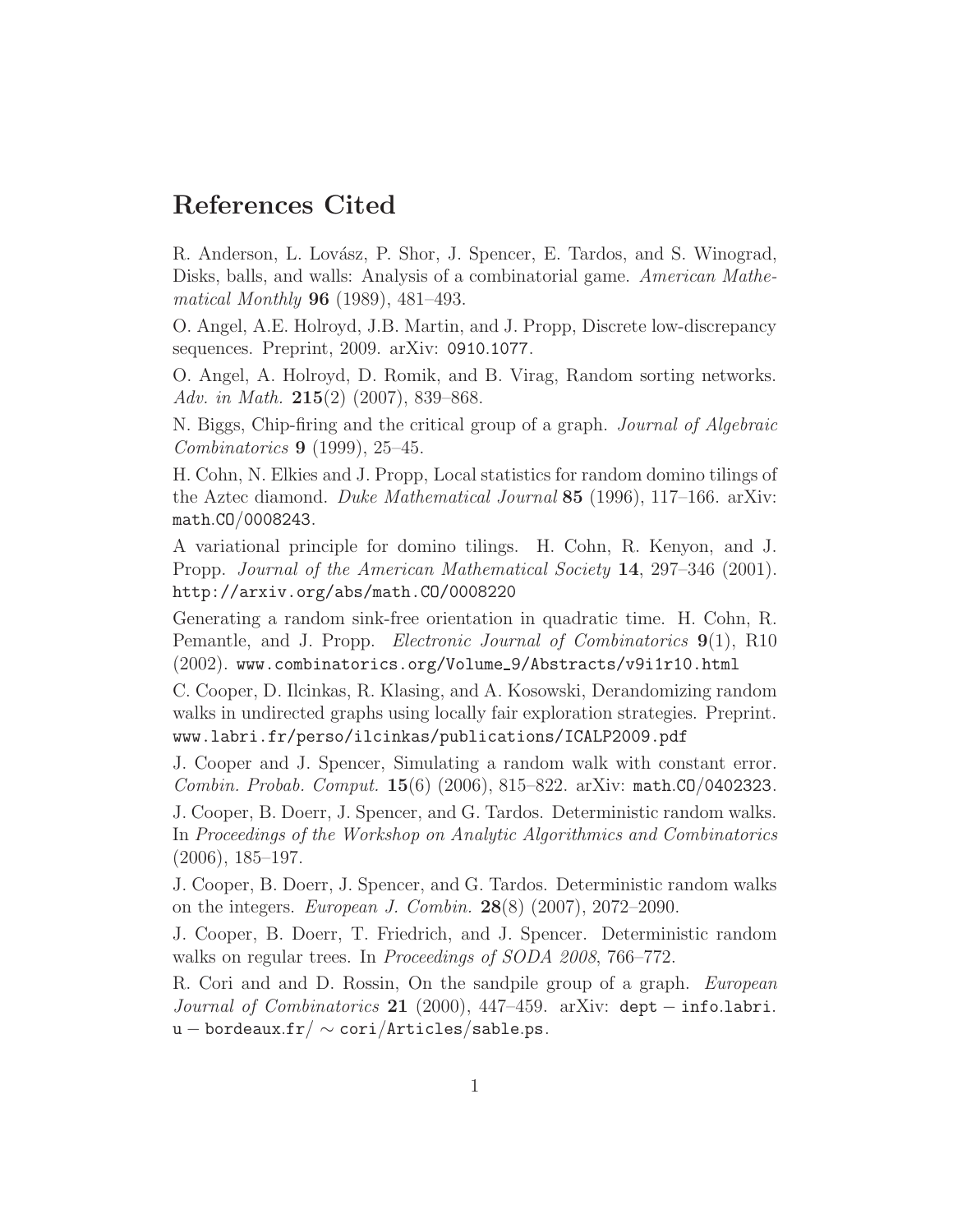# References Cited

R. Anderson, L. Lovász, P. Shor, J. Spencer, E. Tardos, and S. Winograd, Disks, balls, and walls: Analysis of a combinatorial game. *American Mathematical Monthly* **96** (1989), 481–493.

O. Angel, A.E. Holroyd, J.B. Martin, and J. Propp, Discrete low-discrepancy sequences. Preprint, 2009. arXiv: `0910.1077`.

O. Angel, A. Holroyd, D. Romik, and B. Virag, Random sorting networks. *Adv. in Math.* **215**(2) (2007), 839–868.

N. Biggs, Chip-firing and the critical group of a graph. *Journal of Algebraic Combinatorics* **9** (1999), 25–45.

H. Cohn, N. Elkies and J. Propp, Local statistics for random domino tilings of the Aztec diamond. *Duke Mathematical Journal* **85** (1996), 117–166. arXiv: `math.CO/0008243`.

A variational principle for domino tilings. H. Cohn, R. Kenyon, and J. Propp. *Journal of the American Mathematical Society* **14**, 297–346 (2001). `http://arxiv.org/abs/math.CO/0008220`

Generating a random sink-free orientation in quadratic time. H. Cohn, R. Pemantle, and J. Propp. *Electronic Journal of Combinatorics* **9**(1), R10 (2002). `www.combinatorics.org/Volume_9/Abstracts/v9i1r10.html`

C. Cooper, D. Ilcinkas, R. Klasing, and A. Kosowski, Derandomizing random walks in undirected graphs using locally fair exploration strategies. Preprint. `www.labri.fr/perso/ilcinkas/publications/ICALP2009.pdf`

J. Cooper and J. Spencer, Simulating a random walk with constant error. *Combin. Probab. Comput.* **15**(6) (2006), 815–822. arXiv: `math.CO/0402323`.

J. Cooper, B. Doerr, J. Spencer, and G. Tardos. Deterministic random walks. In *Proceedings of the Workshop on Analytic Algorithmics and Combinatorics* (2006), 185–197.

J. Cooper, B. Doerr, J. Spencer, and G. Tardos. Deterministic random walks on the integers. *European J. Combin.* **28**(8) (2007), 2072–2090.

J. Cooper, B. Doerr, T. Friedrich, and J. Spencer. Deterministic random walks on regular trees. In *Proceedings of SODA 2008*, 766–772.

R. Cori and and D. Rossin, On the sandpile group of a graph. *European Journal of Combinatorics* **21** (2000), 447–459. arXiv: `dept − info.labri.u − bordeaux.fr/ ∼ cori/Articles/sable.ps`.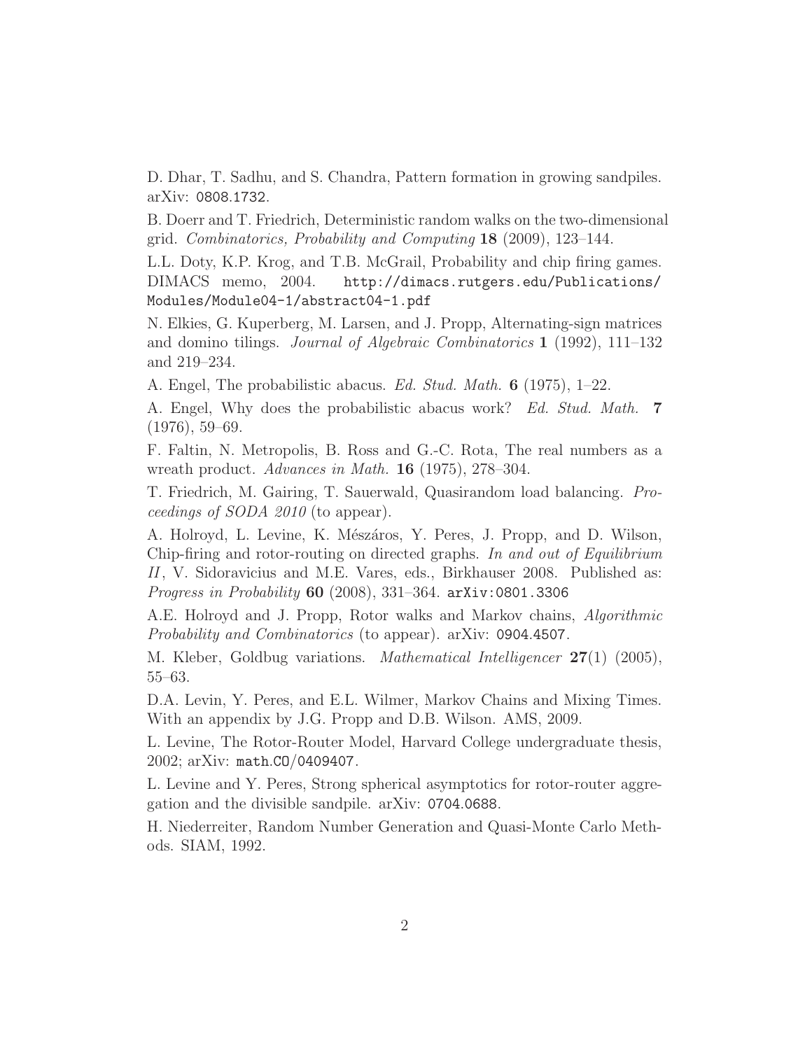D. Dhar, T. Sadhu, and S. Chandra, Pattern formation in growing sandpiles. arXiv: 0808.1732.

B. Doerr and T. Friedrich, Deterministic random walks on the two-dimensional grid. *Combinatorics, Probability and Computing* **18** (2009), 123–144.

L.L. Doty, K.P. Krog, and T.B. McGrail, Probability and chip firing games. DIMACS memo, 2004. http://dimacs.rutgers.edu/Publications/Modules/Module04-1/abstract04-1.pdf

N. Elkies, G. Kuperberg, M. Larsen, and J. Propp, Alternating-sign matrices and domino tilings. *Journal of Algebraic Combinatorics* **1** (1992), 111–132 and 219–234.

A. Engel, The probabilistic abacus. *Ed. Stud. Math.* **6** (1975), 1–22.

A. Engel, Why does the probabilistic abacus work? *Ed. Stud. Math.* **7** (1976), 59–69.

F. Faltin, N. Metropolis, B. Ross and G.-C. Rota, The real numbers as a wreath product. *Advances in Math.* **16** (1975), 278–304.

T. Friedrich, M. Gairing, T. Sauerwald, Quasirandom load balancing. *Proceedings of SODA 2010* (to appear).

A. Holroyd, L. Levine, K. Mészáros, Y. Peres, J. Propp, and D. Wilson, Chip-firing and rotor-routing on directed graphs. *In and out of Equilibrium II*, V. Sidoravicius and M.E. Vares, eds., Birkhauser 2008. Published as: *Progress in Probability* **60** (2008), 331–364. arXiv:0801.3306

A.E. Holroyd and J. Propp, Rotor walks and Markov chains, *Algorithmic Probability and Combinatorics* (to appear). arXiv: 0904.4507.

M. Kleber, Goldbug variations. *Mathematical Intelligencer* **27**(1) (2005), 55–63.

D.A. Levin, Y. Peres, and E.L. Wilmer, Markov Chains and Mixing Times. With an appendix by J.G. Propp and D.B. Wilson. AMS, 2009.

L. Levine, The Rotor-Router Model, Harvard College undergraduate thesis, 2002; arXiv: math.CO/0409407.

L. Levine and Y. Peres, Strong spherical asymptotics for rotor-router aggregation and the divisible sandpile. arXiv: 0704.0688.

H. Niederreiter, Random Number Generation and Quasi-Monte Carlo Methods. SIAM, 1992.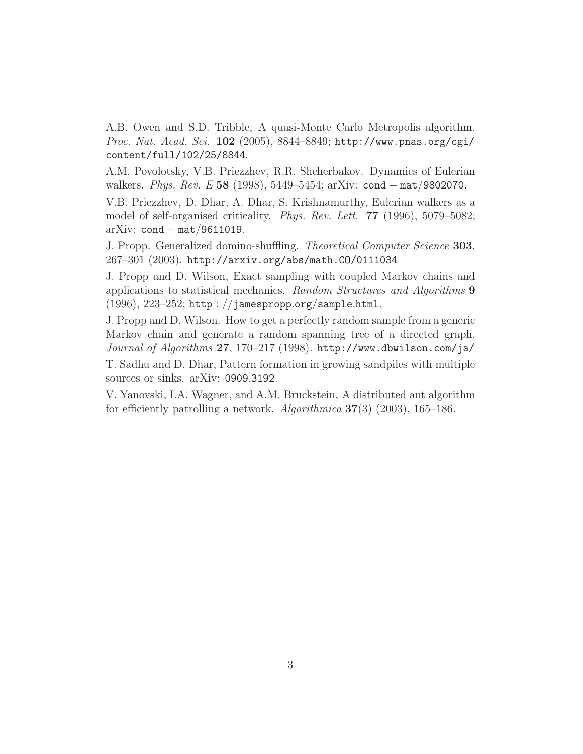A.B. Owen and S.D. Tribble, A quasi-Monte Carlo Metropolis algorithm. *Proc. Nat. Acad. Sci.* **102** (2005), 8844–8849; `http://www.pnas.org/cgi/content/full/102/25/8844`.

A.M. Povolotsky, V.B. Priezzhev, R.R. Shcherbakov. Dynamics of Eulerian walkers. *Phys. Rev. E* **58** (1998), 5449–5454; arXiv: `cond-mat/9802070`.

V.B. Priezzhev, D. Dhar, A. Dhar, S. Krishnamurthy, Eulerian walkers as a model of self-organised criticality. *Phys. Rev. Lett.* **77** (1996), 5079–5082; arXiv: `cond-mat/9611019`.

J. Propp. Generalized domino-shuffling. *Theoretical Computer Science* **303**, 267–301 (2003). `http://arxiv.org/abs/math.CO/0111034`

J. Propp and D. Wilson, Exact sampling with coupled Markov chains and applications to statistical mechanics. *Random Structures and Algorithms* **9** (1996), 223–252; `http://jamespropp.org/sample.html`.

J. Propp and D. Wilson. How to get a perfectly random sample from a generic Markov chain and generate a random spanning tree of a directed graph. *Journal of Algorithms* **27**, 170–217 (1998). `http://www.dbwilson.com/ja/`

T. Sadhu and D. Dhar, Pattern formation in growing sandpiles with multiple sources or sinks. arXiv: `0909.3192`.

V. Yanovski, I.A. Wagner, and A.M. Bruckstein, A distributed ant algorithm for efficiently patrolling a network. *Algorithmica* **37**(3) (2003), 165–186.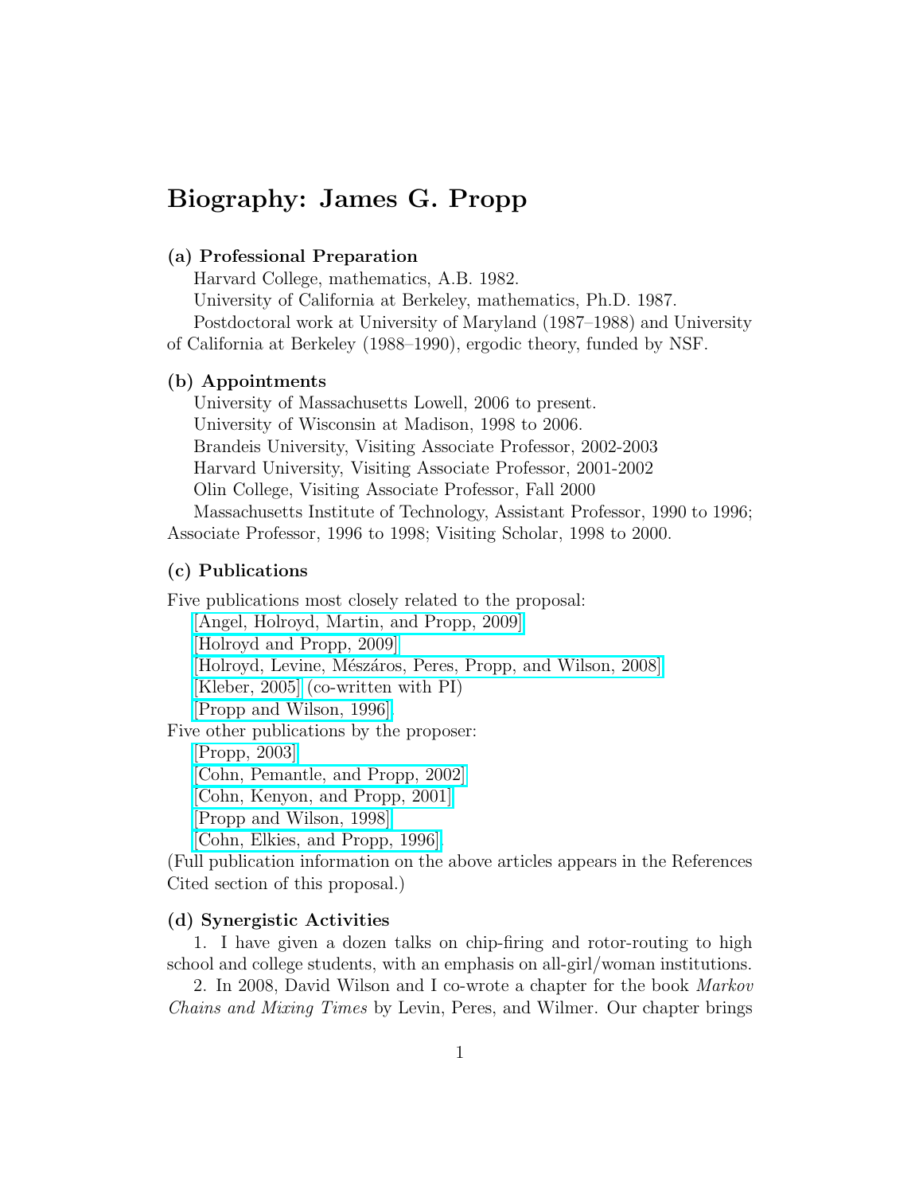# Biography: James G. Propp

### (a) Professional Preparation

Harvard College, mathematics, A.B. 1982.

University of California at Berkeley, mathematics, Ph.D. 1987.

Postdoctoral work at University of Maryland (1987–1988) and University of California at Berkeley (1988–1990), ergodic theory, funded by NSF.

### (b) Appointments

University of Massachusetts Lowell, 2006 to present.

University of Wisconsin at Madison, 1998 to 2006.

Brandeis University, Visiting Associate Professor, 2002-2003

Harvard University, Visiting Associate Professor, 2001-2002

Olin College, Visiting Associate Professor, Fall 2000

Massachusetts Institute of Technology, Assistant Professor, 1990 to 1996; Associate Professor, 1996 to 1998; Visiting Scholar, 1998 to 2000.

### (c) Publications

Five publications most closely related to the proposal:

[Angel, Holroyd, Martin, and Propp, 2009]

[Holroyd and Propp, 2009]

[Holroyd, Levine, Mészáros, Peres, Propp, and Wilson, 2008]

[Kleber, 2005] (co-written with PI)

[Propp and Wilson, 1996].

Five other publications by the proposer:

[Propp, 2003]

[Cohn, Pemantle, and Propp, 2002]

[Cohn, Kenyon, and Propp, 2001]

[Propp and Wilson, 1998]

[Cohn, Elkies, and Propp, 1996].

(Full publication information on the above articles appears in the References Cited section of this proposal.)

### (d) Synergistic Activities

1. I have given a dozen talks on chip-firing and rotor-routing to high school and college students, with an emphasis on all-girl/woman institutions.

2. In 2008, David Wilson and I co-wrote a chapter for the book *Markov Chains and Mixing Times* by Levin, Peres, and Wilmer. Our chapter brings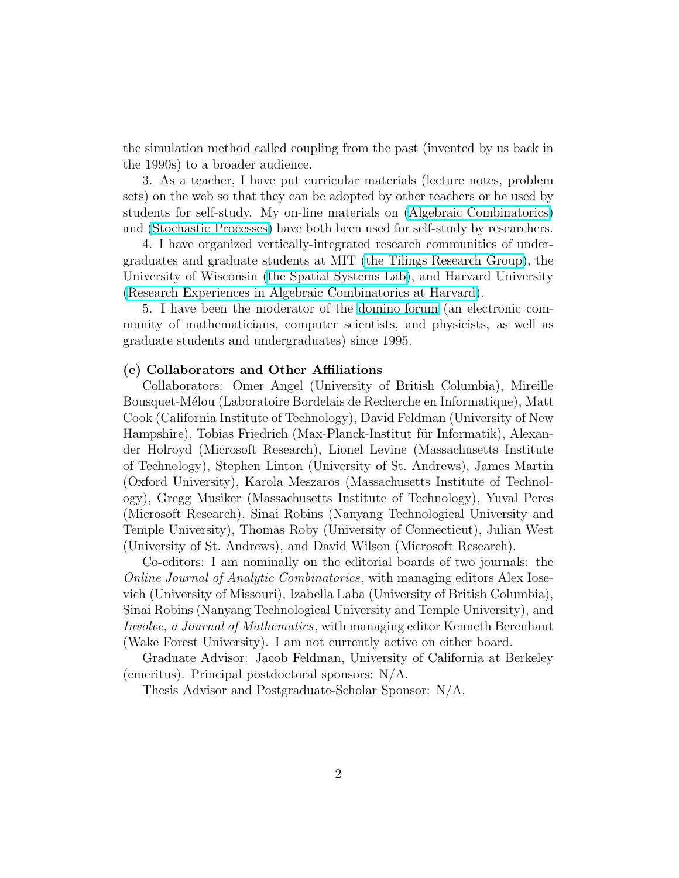the simulation method called coupling from the past (invented by us back in the 1990s) to a broader audience.

3. As a teacher, I have put curricular materials (lecture notes, problem sets) on the web so that they can be adopted by other teachers or be used by students for self-study. My on-line materials on (Algebraic Combinatorics) and (Stochastic Processes) have both been used for self-study by researchers.

4. I have organized vertically-integrated research communities of undergraduates and graduate students at MIT (the Tilings Research Group), the University of Wisconsin (the Spatial Systems Lab), and Harvard University (Research Experiences in Algebraic Combinatorics at Harvard).

5. I have been the moderator of the domino forum (an electronic community of mathematicians, computer scientists, and physicists, as well as graduate students and undergraduates) since 1995.

**(e) Collaborators and Other Affiliations**

Collaborators: Omer Angel (University of British Columbia), Mireille Bousquet-Mélou (Laboratoire Bordelais de Recherche en Informatique), Matt Cook (California Institute of Technology), David Feldman (University of New Hampshire), Tobias Friedrich (Max-Planck-Institut für Informatik), Alexander Holroyd (Microsoft Research), Lionel Levine (Massachusetts Institute of Technology), Stephen Linton (University of St. Andrews), James Martin (Oxford University), Karola Meszaros (Massachusetts Institute of Technology), Gregg Musiker (Massachusetts Institute of Technology), Yuval Peres (Microsoft Research), Sinai Robins (Nanyang Technological University and Temple University), Thomas Roby (University of Connecticut), Julian West (University of St. Andrews), and David Wilson (Microsoft Research).

Co-editors: I am nominally on the editorial boards of two journals: the *Online Journal of Analytic Combinatorics*, with managing editors Alex Iosevich (University of Missouri), Izabella Laba (University of British Columbia), Sinai Robins (Nanyang Technological University and Temple University), and *Involve, a Journal of Mathematics*, with managing editor Kenneth Berenhaut (Wake Forest University). I am not currently active on either board.

Graduate Advisor: Jacob Feldman, University of California at Berkeley (emeritus). Principal postdoctoral sponsors: N/A.

Thesis Advisor and Postgraduate-Scholar Sponsor: N/A.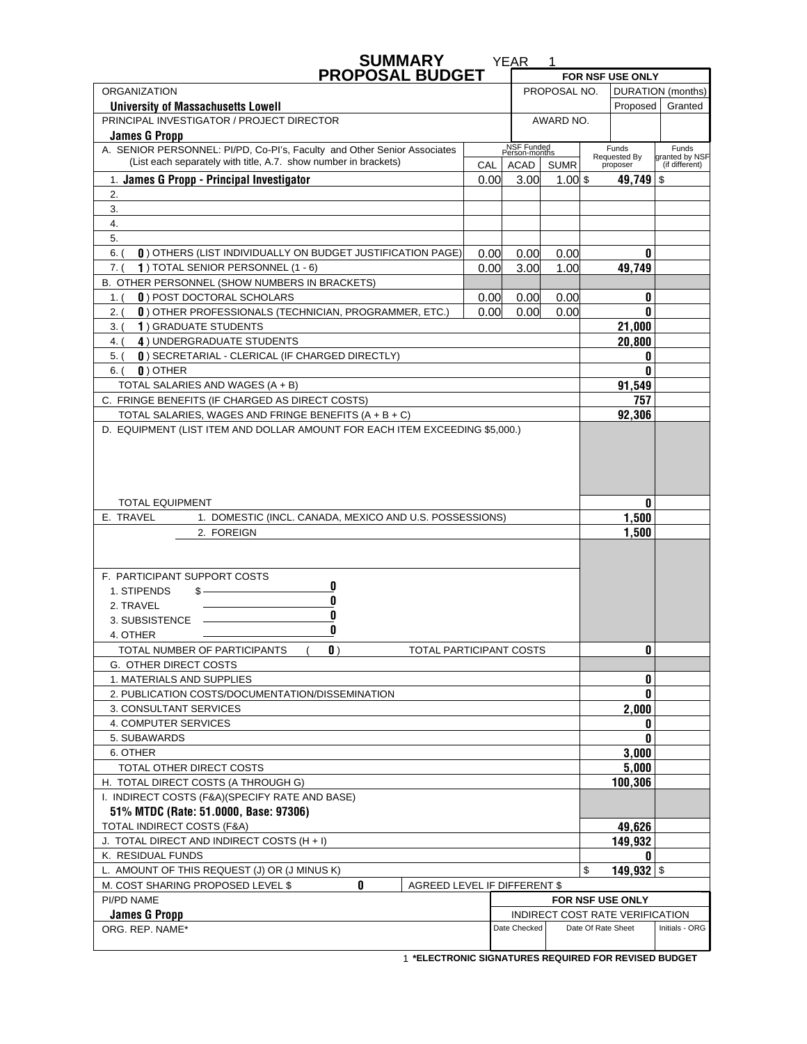# SUMMARY PROPOSAL BUDGET

YEAR 1

| | | | | FOR NSF USE ONLY | |
|---|---|---|---|---|---|
| ORGANIZATION | | | | PROPOSAL NO. | DURATION (months) |
| **University of Massachusetts Lowell** | | | | | Proposed / Granted |
| PRINCIPAL INVESTIGATOR / PROJECT DIRECTOR | | | | AWARD NO. | |
| **James G Propp** | | | | | |

| A. SENIOR PERSONNEL: PI/PD, Co-PI's, Faculty and Other Senior Associates (List each separately with title, A.7. show number in brackets) | CAL | ACAD | SUMR | Funds Requested By proposer | Funds granted by NSF (if different) |
|---|---|---|---|---|---|
| 1. **James G Propp - Principal Investigator** | 0.00 | 3.00 | 1.00 | $ **49,749** | $ |
| 2. | | | | | |
| 3. | | | | | |
| 4. | | | | | |
| 5. | | | | | |
| 6. ( **0** ) OTHERS (LIST INDIVIDUALLY ON BUDGET JUSTIFICATION PAGE) | 0.00 | 0.00 | 0.00 | **0** | |
| 7. ( **1** ) TOTAL SENIOR PERSONNEL (1 - 6) | 0.00 | 3.00 | 1.00 | **49,749** | |
| B. OTHER PERSONNEL (SHOW NUMBERS IN BRACKETS) | | | | | |
| 1. ( **0** ) POST DOCTORAL SCHOLARS | 0.00 | 0.00 | 0.00 | **0** | |
| 2. ( **0** ) OTHER PROFESSIONALS (TECHNICIAN, PROGRAMMER, ETC.) | 0.00 | 0.00 | 0.00 | **0** | |
| 3. ( **1** ) GRADUATE STUDENTS | | | | **21,000** | |
| 4. ( **4** ) UNDERGRADUATE STUDENTS | | | | **20,800** | |
| 5. ( **0** ) SECRETARIAL - CLERICAL (IF CHARGED DIRECTLY) | | | | **0** | |
| 6. ( **0** ) OTHER | | | | **0** | |
| TOTAL SALARIES AND WAGES (A + B) | | | | **91,549** | |
| C. FRINGE BENEFITS (IF CHARGED AS DIRECT COSTS) | | | | **757** | |
| TOTAL SALARIES, WAGES AND FRINGE BENEFITS (A + B + C) | | | | **92,306** | |
| D. EQUIPMENT (LIST ITEM AND DOLLAR AMOUNT FOR EACH ITEM EXCEEDING $5,000.) | | | | | |
| TOTAL EQUIPMENT | | | | **0** | |
| E. TRAVEL 1. DOMESTIC (INCL. CANADA, MEXICO AND U.S. POSSESSIONS) | | | | **1,500** | |
| 2. FOREIGN | | | | **1,500** | |
| F. PARTICIPANT SUPPORT COSTS | | | | | |
| 1. STIPENDS $ **0** | | | | | |
| 2. TRAVEL **0** | | | | | |
| 3. SUBSISTENCE **0** | | | | | |
| 4. OTHER **0** | | | | | |
| TOTAL NUMBER OF PARTICIPANTS ( **0** ) TOTAL PARTICIPANT COSTS | | | | **0** | |
| G. OTHER DIRECT COSTS | | | | | |
| 1. MATERIALS AND SUPPLIES | | | | **0** | |
| 2. PUBLICATION COSTS/DOCUMENTATION/DISSEMINATION | | | | **0** | |
| 3. CONSULTANT SERVICES | | | | **2,000** | |
| 4. COMPUTER SERVICES | | | | **0** | |
| 5. SUBAWARDS | | | | **0** | |
| 6. OTHER | | | | **3,000** | |
| TOTAL OTHER DIRECT COSTS | | | | **5,000** | |
| H. TOTAL DIRECT COSTS (A THROUGH G) | | | | **100,306** | |
| I. INDIRECT COSTS (F&A)(SPECIFY RATE AND BASE) **51% MTDC (Rate: 51.0000, Base: 97306)** | | | | | |
| TOTAL INDIRECT COSTS (F&A) | | | | **49,626** | |
| J. TOTAL DIRECT AND INDIRECT COSTS (H + I) | | | | **149,932** | |
| K. RESIDUAL FUNDS | | | | **0** | |
| L. AMOUNT OF THIS REQUEST (J) OR (J MINUS K) | | | | $ **149,932** | $ |
| M. COST SHARING PROPOSED LEVEL $ **0** AGREED LEVEL IF DIFFERENT $ | | | | | |

| PI/PD NAME | FOR NSF USE ONLY | | |
|---|---|---|---|
| **James G Propp** | INDIRECT COST RATE VERIFICATION | | |
| ORG. REP. NAME* | Date Checked | Date Of Rate Sheet | Initials - ORG |

1 ***ELECTRONIC SIGNATURES REQUIRED FOR REVISED BUDGET**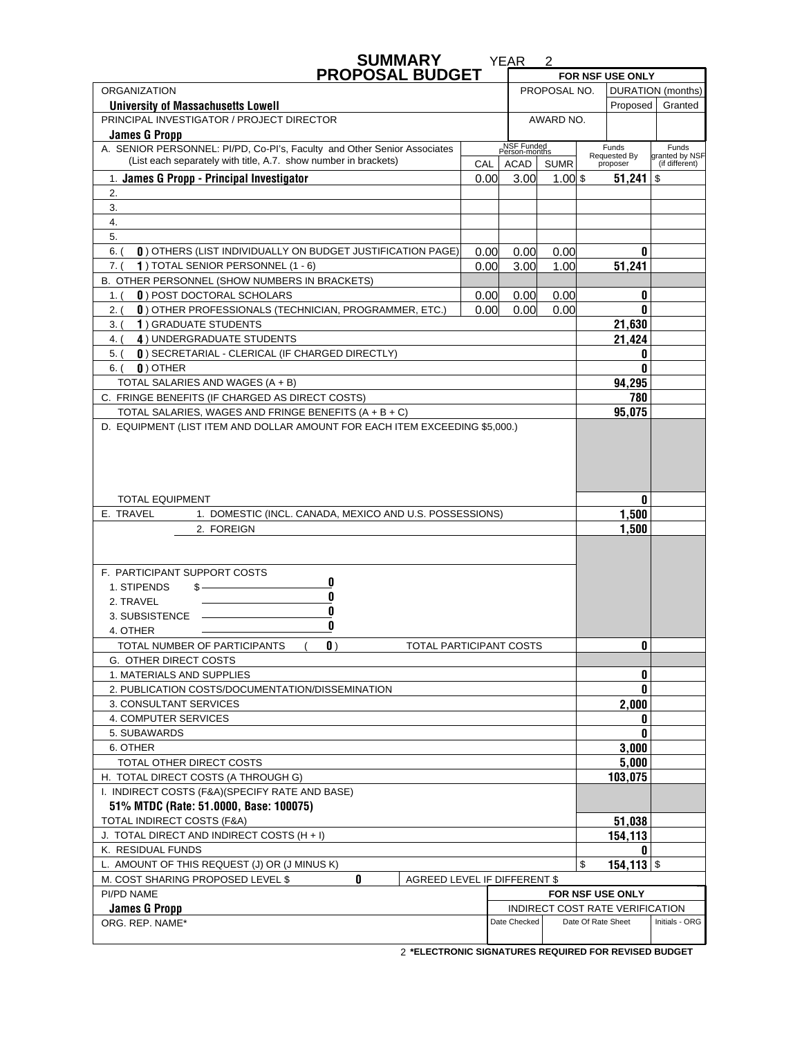# SUMMARY PROPOSAL BUDGET

YEAR 2

| | | | | | |
|---|---|---|---|---|---|
| | | | **FOR NSF USE ONLY** | | |
| ORGANIZATION | | | PROPOSAL NO. | DURATION (months) | |
| **University of Massachusetts Lowell** | | | | Proposed | Granted |
| PRINCIPAL INVESTIGATOR / PROJECT DIRECTOR | | | AWARD NO. | | |
| **James G Propp** | | | | | |

| A. SENIOR PERSONNEL: PI/PD, Co-PI's, Faculty and Other Senior Associates (List each separately with title, A.7. show number in brackets) | NSF Funded Person-months CAL | ACAD | SUMR | Funds Requested By proposer | Funds granted by NSF (if different) |
|---|---|---|---|---|---|
| 1. **James G Propp - Principal Investigator** | 0.00 | 3.00 | 1.00 | $ **51,241** | $ |
| 2. | | | | | |
| 3. | | | | | |
| 4. | | | | | |
| 5. | | | | | |
| 6. ( **0** ) OTHERS (LIST INDIVIDUALLY ON BUDGET JUSTIFICATION PAGE) | 0.00 | 0.00 | 0.00 | **0** | |
| 7. ( **1** ) TOTAL SENIOR PERSONNEL (1 - 6) | 0.00 | 3.00 | 1.00 | **51,241** | |
| B. OTHER PERSONNEL (SHOW NUMBERS IN BRACKETS) | | | | | |
| 1. ( **0** ) POST DOCTORAL SCHOLARS | 0.00 | 0.00 | 0.00 | **0** | |
| 2. ( **0** ) OTHER PROFESSIONALS (TECHNICIAN, PROGRAMMER, ETC.) | 0.00 | 0.00 | 0.00 | **0** | |
| 3. ( **1** ) GRADUATE STUDENTS | | | | **21,630** | |
| 4. ( **4** ) UNDERGRADUATE STUDENTS | | | | **21,424** | |
| 5. ( **0** ) SECRETARIAL - CLERICAL (IF CHARGED DIRECTLY) | | | | **0** | |
| 6. ( **0** ) OTHER | | | | **0** | |
| TOTAL SALARIES AND WAGES (A + B) | | | | **94,295** | |
| C. FRINGE BENEFITS (IF CHARGED AS DIRECT COSTS) | | | | **780** | |
| TOTAL SALARIES, WAGES AND FRINGE BENEFITS (A + B + C) | | | | **95,075** | |
| D. EQUIPMENT (LIST ITEM AND DOLLAR AMOUNT FOR EACH ITEM EXCEEDING $5,000.) | | | | | |
| TOTAL EQUIPMENT | | | | **0** | |
| E. TRAVEL 1. DOMESTIC (INCL. CANADA, MEXICO AND U.S. POSSESSIONS) | | | | **1,500** | |
| 2. FOREIGN | | | | **1,500** | |
| F. PARTICIPANT SUPPORT COSTS | | | | | |
| 1. STIPENDS $ **0** | | | | | |
| 2. TRAVEL **0** | | | | | |
| 3. SUBSISTENCE **0** | | | | | |
| 4. OTHER **0** | | | | | |
| TOTAL NUMBER OF PARTICIPANTS ( **0** ) TOTAL PARTICIPANT COSTS | | | | **0** | |
| G. OTHER DIRECT COSTS | | | | | |
| 1. MATERIALS AND SUPPLIES | | | | **0** | |
| 2. PUBLICATION COSTS/DOCUMENTATION/DISSEMINATION | | | | **0** | |
| 3. CONSULTANT SERVICES | | | | **2,000** | |
| 4. COMPUTER SERVICES | | | | **0** | |
| 5. SUBAWARDS | | | | **0** | |
| 6. OTHER | | | | **3,000** | |
| TOTAL OTHER DIRECT COSTS | | | | **5,000** | |
| H. TOTAL DIRECT COSTS (A THROUGH G) | | | | **103,075** | |
| I. INDIRECT COSTS (F&A)(SPECIFY RATE AND BASE) **51% MTDC (Rate: 51.0000, Base: 100075)** | | | | | |
| TOTAL INDIRECT COSTS (F&A) | | | | **51,038** | |
| J. TOTAL DIRECT AND INDIRECT COSTS (H + I) | | | | **154,113** | |
| K. RESIDUAL FUNDS | | | | **0** | |
| L. AMOUNT OF THIS REQUEST (J) OR (J MINUS K) | | | | $ **154,113** | $ |
| M. COST SHARING PROPOSED LEVEL $ **0** AGREED LEVEL IF DIFFERENT $ | | | | | |

| PI/PD NAME | FOR NSF USE ONLY | | |
|---|---|---|---|
| **James G Propp** | INDIRECT COST RATE VERIFICATION | | |
| ORG. REP. NAME* | Date Checked | Date Of Rate Sheet | Initials - ORG |

2 ***ELECTRONIC SIGNATURES REQUIRED FOR REVISED BUDGET**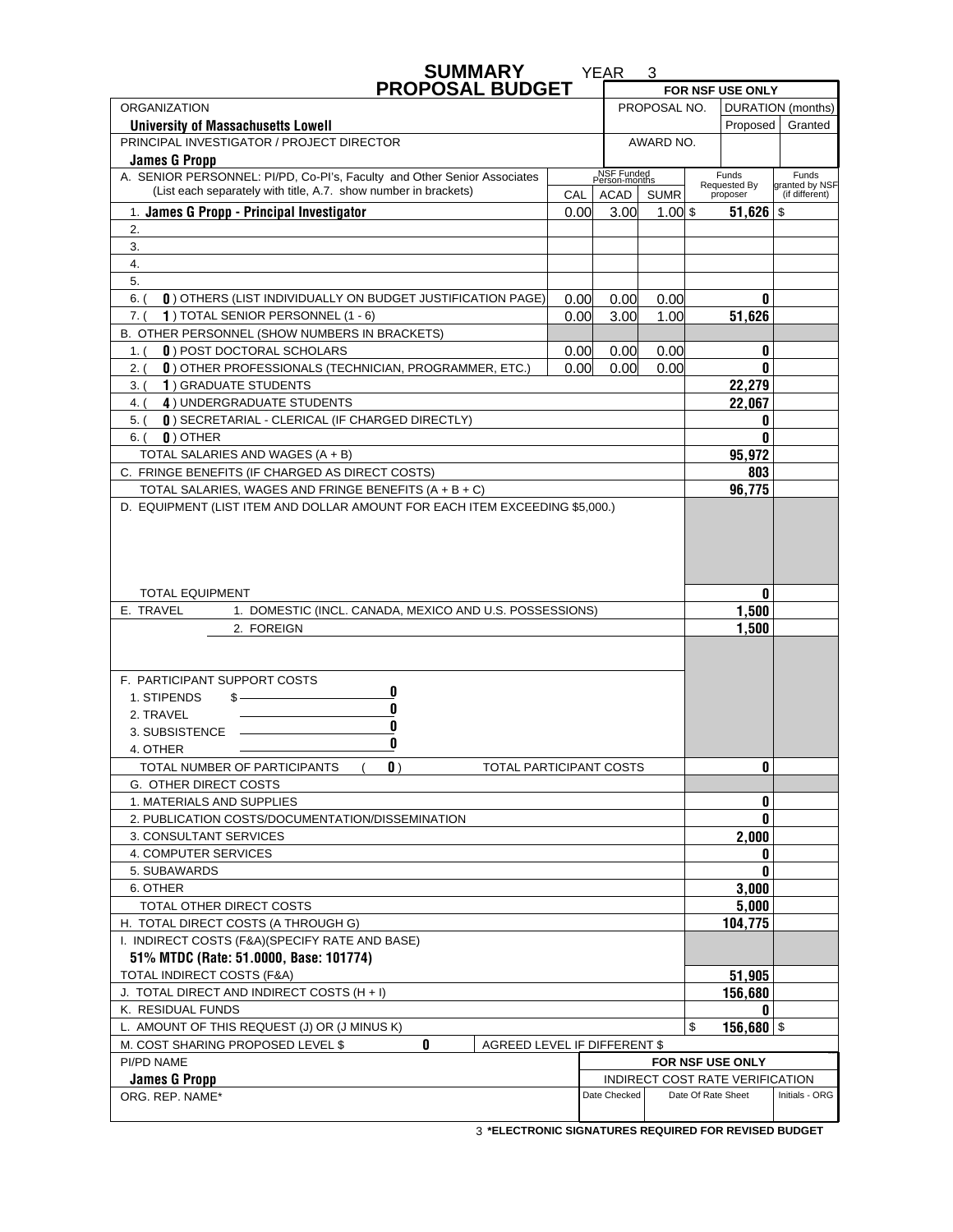# SUMMARY PROPOSAL BUDGET

YEAR 3

| ORGANIZATION | | | | FOR NSF USE ONLY | | |
|---|---|---|---|---|---|---|
| **University of Massachusetts Lowell** | | | | PROPOSAL NO. | DURATION (months) Proposed | Granted |
| PRINCIPAL INVESTIGATOR / PROJECT DIRECTOR | | | | AWARD NO. | | |
| **James G Propp** | | | | | | |

| A. SENIOR PERSONNEL: PI/PD, Co-PI's, Faculty and Other Senior Associates (List each separately with title, A.7. show number in brackets) | NSF Funded Person-months CAL | ACAD | SUMR | Funds Requested By proposer | Funds granted by NSF (if different) |
|---|---|---|---|---|---|
| 1. **James G Propp - Principal Investigator** | 0.00 | 3.00 | 1.00 | $ 51,626 | $ |
| 2. | | | | | |
| 3. | | | | | |
| 4. | | | | | |
| 5. | | | | | |
| 6. ( **0** ) OTHERS (LIST INDIVIDUALLY ON BUDGET JUSTIFICATION PAGE) | 0.00 | 0.00 | 0.00 | **0** | |
| 7. ( **1** ) TOTAL SENIOR PERSONNEL (1 - 6) | 0.00 | 3.00 | 1.00 | **51,626** | |
| B. OTHER PERSONNEL (SHOW NUMBERS IN BRACKETS) | | | | | |
| 1. ( **0** ) POST DOCTORAL SCHOLARS | 0.00 | 0.00 | 0.00 | **0** | |
| 2. ( **0** ) OTHER PROFESSIONALS (TECHNICIAN, PROGRAMMER, ETC.) | 0.00 | 0.00 | 0.00 | **0** | |
| 3. ( **1** ) GRADUATE STUDENTS | | | | **22,279** | |
| 4. ( **4** ) UNDERGRADUATE STUDENTS | | | | **22,067** | |
| 5. ( **0** ) SECRETARIAL - CLERICAL (IF CHARGED DIRECTLY) | | | | **0** | |
| 6. ( **0** ) OTHER | | | | **0** | |
| TOTAL SALARIES AND WAGES (A + B) | | | | **95,972** | |
| C. FRINGE BENEFITS (IF CHARGED AS DIRECT COSTS) | | | | **803** | |
| TOTAL SALARIES, WAGES AND FRINGE BENEFITS (A + B + C) | | | | **96,775** | |
| D. EQUIPMENT (LIST ITEM AND DOLLAR AMOUNT FOR EACH ITEM EXCEEDING $5,000.) | | | | | |
| TOTAL EQUIPMENT | | | | **0** | |
| E. TRAVEL 1. DOMESTIC (INCL. CANADA, MEXICO AND U.S. POSSESSIONS) | | | | **1,500** | |
| 2. FOREIGN | | | | **1,500** | |
| F. PARTICIPANT SUPPORT COSTS | | | | | |
| 1. STIPENDS $ **0** | | | | | |
| 2. TRAVEL **0** | | | | | |
| 3. SUBSISTENCE **0** | | | | | |
| 4. OTHER **0** | | | | | |
| TOTAL NUMBER OF PARTICIPANTS ( **0** ) TOTAL PARTICIPANT COSTS | | | | **0** | |
| G. OTHER DIRECT COSTS | | | | | |
| 1. MATERIALS AND SUPPLIES | | | | **0** | |
| 2. PUBLICATION COSTS/DOCUMENTATION/DISSEMINATION | | | | **0** | |
| 3. CONSULTANT SERVICES | | | | **2,000** | |
| 4. COMPUTER SERVICES | | | | **0** | |
| 5. SUBAWARDS | | | | **0** | |
| 6. OTHER | | | | **3,000** | |
| TOTAL OTHER DIRECT COSTS | | | | **5,000** | |
| H. TOTAL DIRECT COSTS (A THROUGH G) | | | | **104,775** | |
| I. INDIRECT COSTS (F&A)(SPECIFY RATE AND BASE) **51% MTDC (Rate: 51.0000, Base: 101774)** | | | | | |
| TOTAL INDIRECT COSTS (F&A) | | | | **51,905** | |
| J. TOTAL DIRECT AND INDIRECT COSTS (H + I) | | | | **156,680** | |
| K. RESIDUAL FUNDS | | | | **0** | |
| L. AMOUNT OF THIS REQUEST (J) OR (J MINUS K) | | | | $ **156,680** | $ |
| M. COST SHARING PROPOSED LEVEL $ **0** AGREED LEVEL IF DIFFERENT $ | | | | | |

| PI/PD NAME | FOR NSF USE ONLY | | |
|---|---|---|---|
| **James G Propp** | INDIRECT COST RATE VERIFICATION | | |
| ORG. REP. NAME* | Date Checked | Date Of Rate Sheet | Initials - ORG |

3 ***ELECTRONIC SIGNATURES REQUIRED FOR REVISED BUDGET**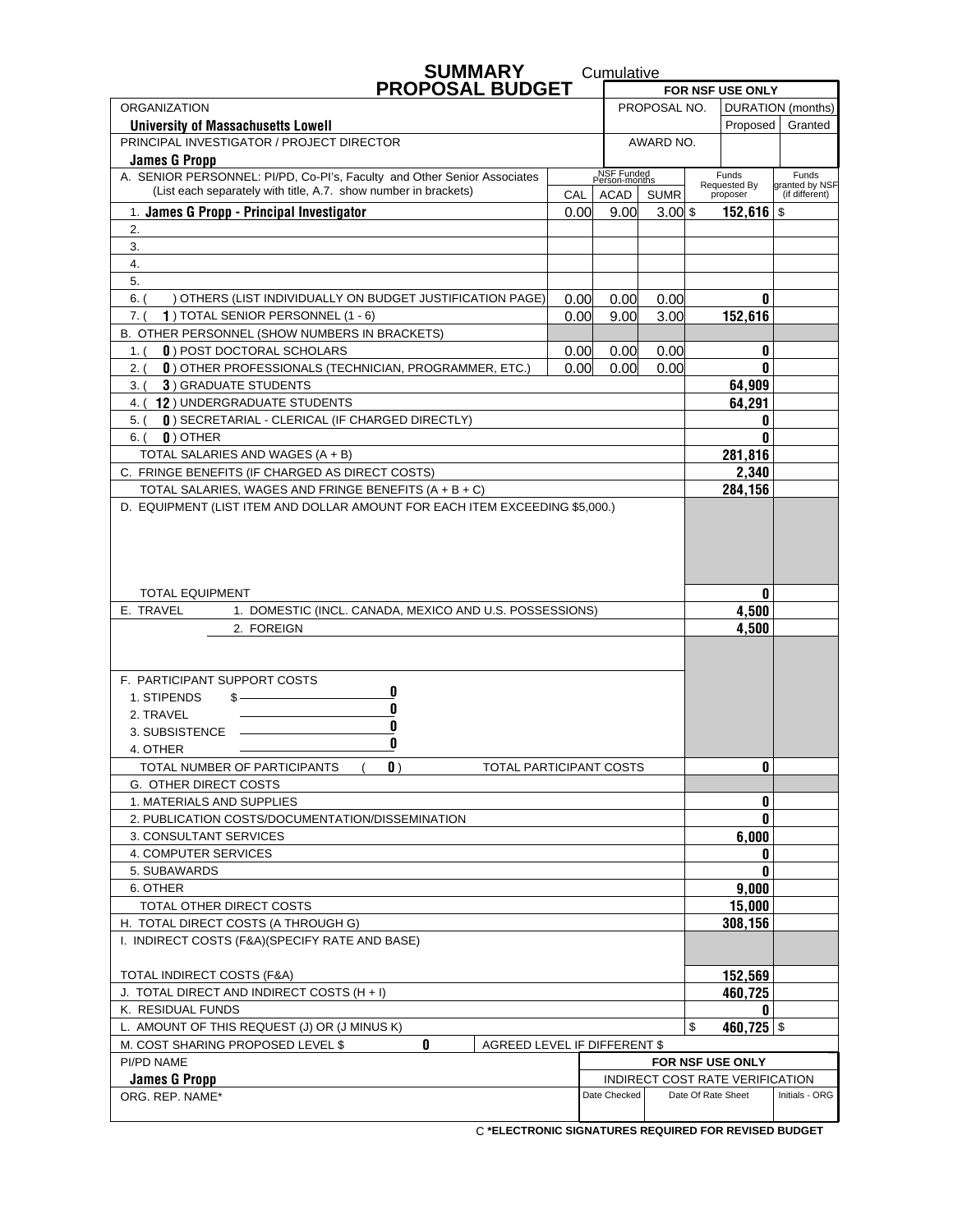# SUMMARY PROPOSAL BUDGET

Cumulative

| | | | | FOR NSF USE ONLY | |
|---|---|---|---|---|---|
| ORGANIZATION | | | PROPOSAL NO. | DURATION (months) | |
| **University of Massachusetts Lowell** | | | | Proposed | Granted |
| PRINCIPAL INVESTIGATOR / PROJECT DIRECTOR | | | AWARD NO. | | |
| **James G Propp** | | | | | |

| A. SENIOR PERSONNEL: PI/PD, Co-PI's, Faculty and Other Senior Associates (List each separately with title, A.7. show number in brackets) | NSF Funded Person-months CAL | ACAD | SUMR | Funds Requested By proposer | Funds granted by NSF (if different) |
|---|---|---|---|---|---|
| 1. **James G Propp - Principal Investigator** | 0.00 | 9.00 | 3.00 | $ 152,616 | $ |
| 2. | | | | | |
| 3. | | | | | |
| 4. | | | | | |
| 5. | | | | | |
| 6. ( ) OTHERS (LIST INDIVIDUALLY ON BUDGET JUSTIFICATION PAGE) | 0.00 | 0.00 | 0.00 | 0 | |
| 7. ( 1 ) TOTAL SENIOR PERSONNEL (1 - 6) | 0.00 | 9.00 | 3.00 | 152,616 | |
| B. OTHER PERSONNEL (SHOW NUMBERS IN BRACKETS) | | | | | |
| 1. ( 0 ) POST DOCTORAL SCHOLARS | 0.00 | 0.00 | 0.00 | 0 | |
| 2. ( 0 ) OTHER PROFESSIONALS (TECHNICIAN, PROGRAMMER, ETC.) | 0.00 | 0.00 | 0.00 | 0 | |
| 3. ( 3 ) GRADUATE STUDENTS | | | | 64,909 | |
| 4. ( 12 ) UNDERGRADUATE STUDENTS | | | | 64,291 | |
| 5. ( 0 ) SECRETARIAL - CLERICAL (IF CHARGED DIRECTLY) | | | | 0 | |
| 6. ( 0 ) OTHER | | | | 0 | |
| TOTAL SALARIES AND WAGES (A + B) | | | | 281,816 | |
| C. FRINGE BENEFITS (IF CHARGED AS DIRECT COSTS) | | | | 2,340 | |
| TOTAL SALARIES, WAGES AND FRINGE BENEFITS (A + B + C) | | | | 284,156 | |
| D. EQUIPMENT (LIST ITEM AND DOLLAR AMOUNT FOR EACH ITEM EXCEEDING $5,000.) | | | | | |
| TOTAL EQUIPMENT | | | | 0 | |
| E. TRAVEL 1. DOMESTIC (INCL. CANADA, MEXICO AND U.S. POSSESSIONS) | | | | 4,500 | |
| 2. FOREIGN | | | | 4,500 | |
| F. PARTICIPANT SUPPORT COSTS | | | | | |
| 1. STIPENDS $ 0 | | | | | |
| 2. TRAVEL 0 | | | | | |
| 3. SUBSISTENCE 0 | | | | | |
| 4. OTHER 0 | | | | | |
| TOTAL NUMBER OF PARTICIPANTS ( 0 ) TOTAL PARTICIPANT COSTS | | | | 0 | |
| G. OTHER DIRECT COSTS | | | | | |
| 1. MATERIALS AND SUPPLIES | | | | 0 | |
| 2. PUBLICATION COSTS/DOCUMENTATION/DISSEMINATION | | | | 0 | |
| 3. CONSULTANT SERVICES | | | | 6,000 | |
| 4. COMPUTER SERVICES | | | | 0 | |
| 5. SUBAWARDS | | | | 0 | |
| 6. OTHER | | | | 9,000 | |
| TOTAL OTHER DIRECT COSTS | | | | 15,000 | |
| H. TOTAL DIRECT COSTS (A THROUGH G) | | | | 308,156 | |
| I. INDIRECT COSTS (F&A)(SPECIFY RATE AND BASE) | | | | | |
| TOTAL INDIRECT COSTS (F&A) | | | | 152,569 | |
| J. TOTAL DIRECT AND INDIRECT COSTS (H + I) | | | | 460,725 | |
| K. RESIDUAL FUNDS | | | | 0 | |
| L. AMOUNT OF THIS REQUEST (J) OR (J MINUS K) | | | | $ 460,725 | $ |
| M. COST SHARING PROPOSED LEVEL $ 0 AGREED LEVEL IF DIFFERENT $ | | | | | |

| PI/PD NAME | FOR NSF USE ONLY | | |
|---|---|---|---|
| **James G Propp** | INDIRECT COST RATE VERIFICATION | | |
| ORG. REP. NAME* | Date Checked | Date Of Rate Sheet | Initials - ORG |

C ***ELECTRONIC SIGNATURES REQUIRED FOR REVISED BUDGET**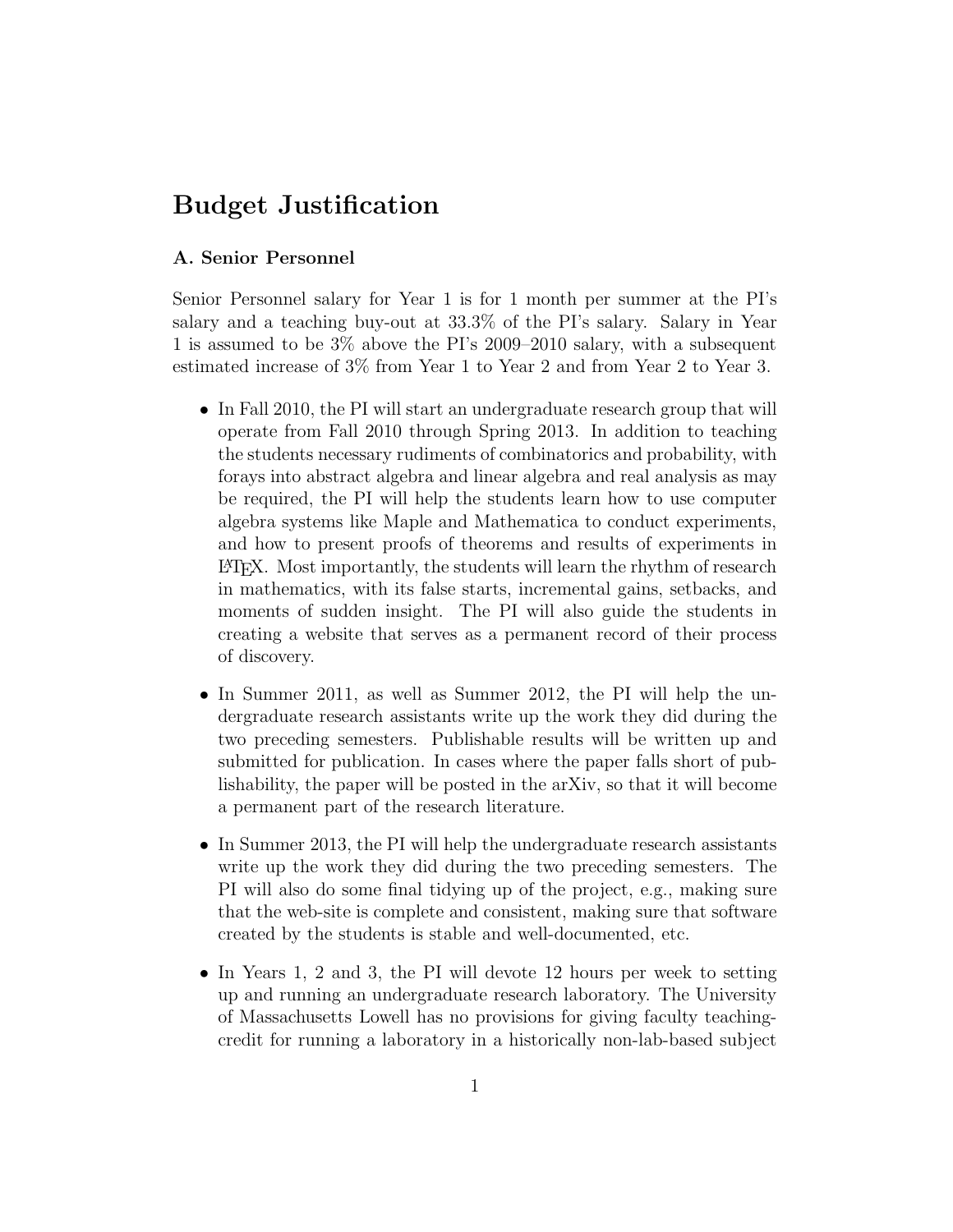# Budget Justification

### A. Senior Personnel

Senior Personnel salary for Year 1 is for 1 month per summer at the PI's salary and a teaching buy-out at 33.3% of the PI's salary. Salary in Year 1 is assumed to be 3% above the PI's 2009–2010 salary, with a subsequent estimated increase of 3% from Year 1 to Year 2 and from Year 2 to Year 3.

- In Fall 2010, the PI will start an undergraduate research group that will operate from Fall 2010 through Spring 2013. In addition to teaching the students necessary rudiments of combinatorics and probability, with forays into abstract algebra and linear algebra and real analysis as may be required, the PI will help the students learn how to use computer algebra systems like Maple and Mathematica to conduct experiments, and how to present proofs of theorems and results of experiments in LaTeX. Most importantly, the students will learn the rhythm of research in mathematics, with its false starts, incremental gains, setbacks, and moments of sudden insight. The PI will also guide the students in creating a website that serves as a permanent record of their process of discovery.

- In Summer 2011, as well as Summer 2012, the PI will help the undergraduate research assistants write up the work they did during the two preceding semesters. Publishable results will be written up and submitted for publication. In cases where the paper falls short of publishability, the paper will be posted in the arXiv, so that it will become a permanent part of the research literature.

- In Summer 2013, the PI will help the undergraduate research assistants write up the work they did during the two preceding semesters. The PI will also do some final tidying up of the project, e.g., making sure that the web-site is complete and consistent, making sure that software created by the students is stable and well-documented, etc.

- In Years 1, 2 and 3, the PI will devote 12 hours per week to setting up and running an undergraduate research laboratory. The University of Massachusetts Lowell has no provisions for giving faculty teaching-credit for running a laboratory in a historically non-lab-based subject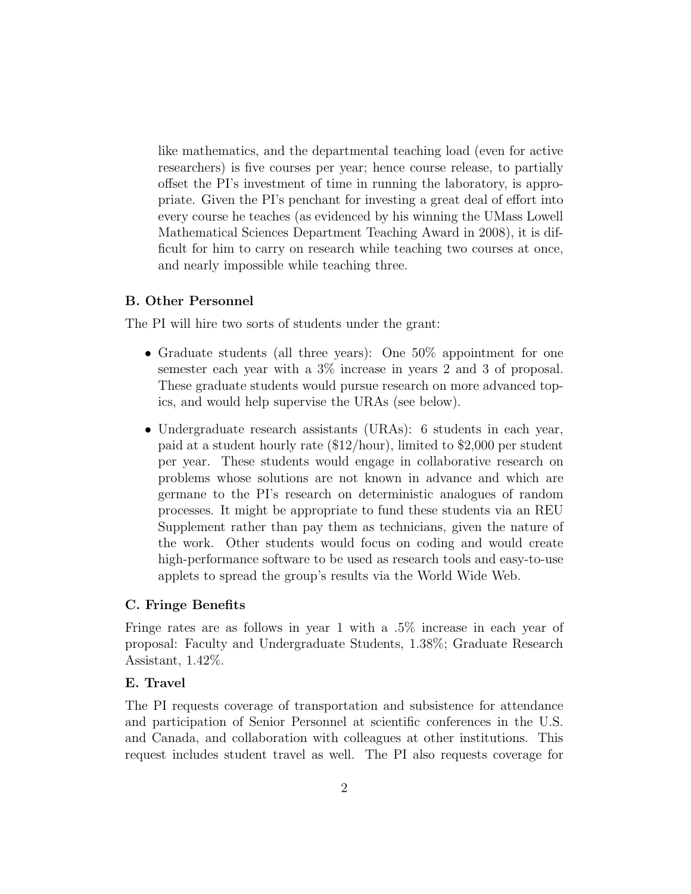like mathematics, and the departmental teaching load (even for active researchers) is five courses per year; hence course release, to partially offset the PI's investment of time in running the laboratory, is appropriate. Given the PI's penchant for investing a great deal of effort into every course he teaches (as evidenced by his winning the UMass Lowell Mathematical Sciences Department Teaching Award in 2008), it is difficult for him to carry on research while teaching two courses at once, and nearly impossible while teaching three.

**B. Other Personnel**

The PI will hire two sorts of students under the grant:

- Graduate students (all three years): One 50% appointment for one semester each year with a 3% increase in years 2 and 3 of proposal. These graduate students would pursue research on more advanced topics, and would help supervise the URAs (see below).
- Undergraduate research assistants (URAs): 6 students in each year, paid at a student hourly rate ($12/hour), limited to $2,000 per student per year. These students would engage in collaborative research on problems whose solutions are not known in advance and which are germane to the PI's research on deterministic analogues of random processes. It might be appropriate to fund these students via an REU Supplement rather than pay them as technicians, given the nature of the work. Other students would focus on coding and would create high-performance software to be used as research tools and easy-to-use applets to spread the group's results via the World Wide Web.

**C. Fringe Benefits**

Fringe rates are as follows in year 1 with a .5% increase in each year of proposal: Faculty and Undergraduate Students, 1.38%; Graduate Research Assistant, 1.42%.

**E. Travel**

The PI requests coverage of transportation and subsistence for attendance and participation of Senior Personnel at scientific conferences in the U.S. and Canada, and collaboration with colleagues at other institutions. This request includes student travel as well. The PI also requests coverage for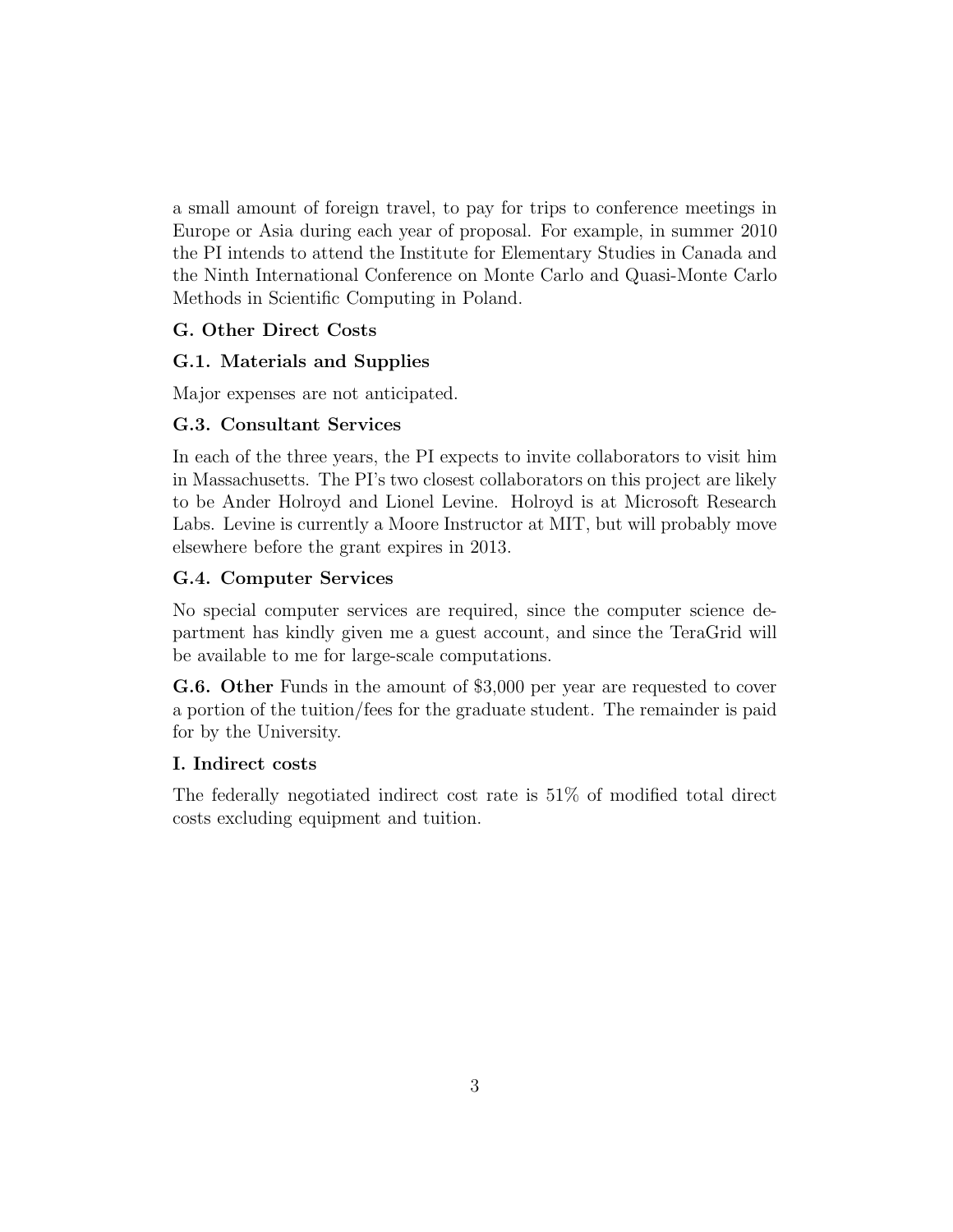a small amount of foreign travel, to pay for trips to conference meetings in Europe or Asia during each year of proposal. For example, in summer 2010 the PI intends to attend the Institute for Elementary Studies in Canada and the Ninth International Conference on Monte Carlo and Quasi-Monte Carlo Methods in Scientific Computing in Poland.

### G. Other Direct Costs

### G.1. Materials and Supplies

Major expenses are not anticipated.

### G.3. Consultant Services

In each of the three years, the PI expects to invite collaborators to visit him in Massachusetts. The PI's two closest collaborators on this project are likely to be Ander Holroyd and Lionel Levine. Holroyd is at Microsoft Research Labs. Levine is currently a Moore Instructor at MIT, but will probably move elsewhere before the grant expires in 2013.

### G.4. Computer Services

No special computer services are required, since the computer science department has kindly given me a guest account, and since the TeraGrid will be available to me for large-scale computations.

**G.6. Other** Funds in the amount of $3,000 per year are requested to cover a portion of the tuition/fees for the graduate student. The remainder is paid for by the University.

### I. Indirect costs

The federally negotiated indirect cost rate is 51% of modified total direct costs excluding equipment and tuition.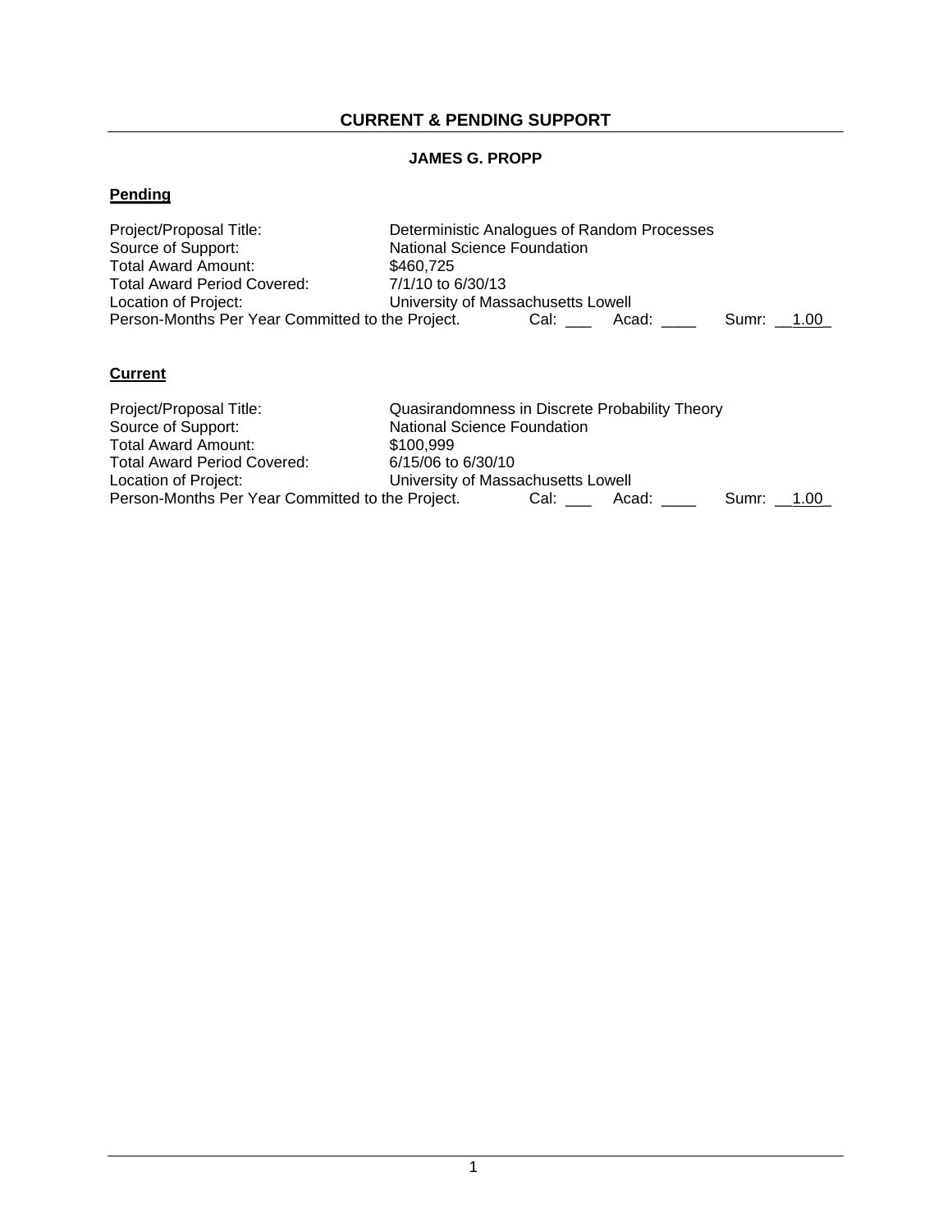## CURRENT & PENDING SUPPORT

**JAMES G. PROPP**

**Pending**

Project/Proposal Title: Deterministic Analogues of Random Processes
Source of Support: National Science Foundation
Total Award Amount: $460,725
Total Award Period Covered: 7/1/10 to 6/30/13
Location of Project: University of Massachusetts Lowell
Person-Months Per Year Committed to the Project. Cal: ___ Acad: ____ Sumr: __1.00_

**Current**

Project/Proposal Title: Quasirandomness in Discrete Probability Theory
Source of Support: National Science Foundation
Total Award Amount: $100,999
Total Award Period Covered: 6/15/06 to 6/30/10
Location of Project: University of Massachusetts Lowell
Person-Months Per Year Committed to the Project. Cal: ___ Acad: ____ Sumr: __1.00_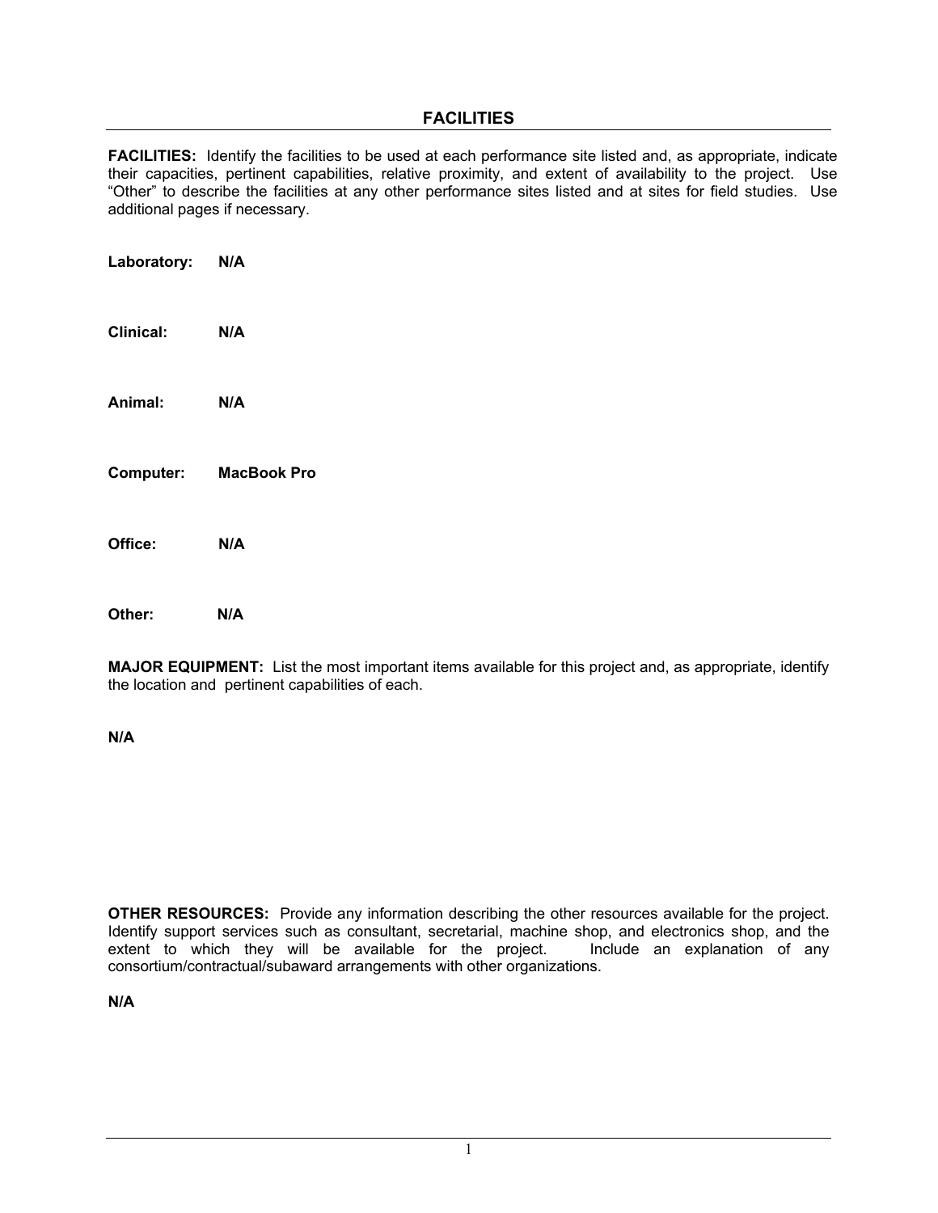## FACILITIES

**FACILITIES:** Identify the facilities to be used at each performance site listed and, as appropriate, indicate their capacities, pertinent capabilities, relative proximity, and extent of availability to the project. Use "Other" to describe the facilities at any other performance sites listed and at sites for field studies. Use additional pages if necessary.

**Laboratory:** **N/A**

**Clinical:** **N/A**

**Animal:** **N/A**

**Computer:** **MacBook Pro**

**Office:** **N/A**

**Other:** **N/A**

**MAJOR EQUIPMENT:** List the most important items available for this project and, as appropriate, identify the location and pertinent capabilities of each.

**N/A**

**OTHER RESOURCES:** Provide any information describing the other resources available for the project. Identify support services such as consultant, secretarial, machine shop, and electronics shop, and the extent to which they will be available for the project. Include an explanation of any consortium/contractual/subaward arrangements with other organizations.

**N/A**